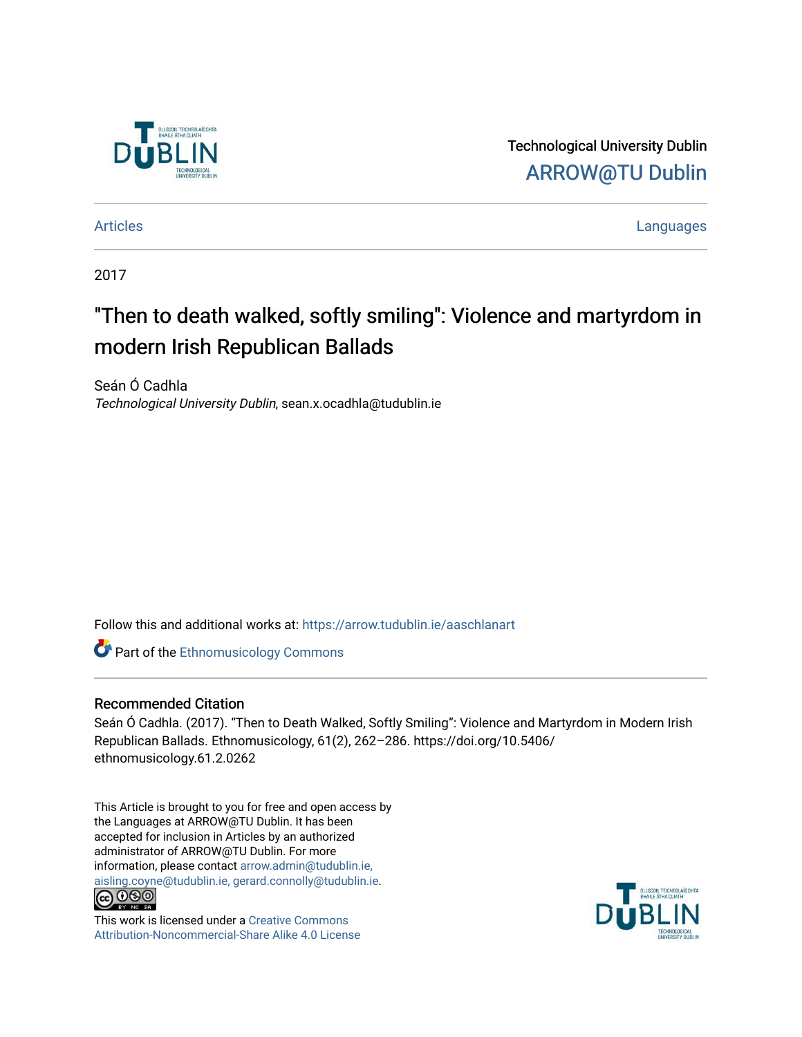Technological University Dublin

ARROW@TU Dublin

Articles | Languages

2017

# "Then to death walked, softly smiling": Violence and martyrdom in modern Irish Republican Ballads

Seán Ó Cadhla
*Technological University Dublin*, sean.x.ocadhla@tudublin.ie

Follow this and additional works at: https://arrow.tudublin.ie/aaschlanart

Part of the Ethnomusicology Commons

## Recommended Citation

Seán Ó Cadhla. (2017). "Then to Death Walked, Softly Smiling": Violence and Martyrdom in Modern Irish Republican Ballads. Ethnomusicology, 61(2), 262–286. https://doi.org/10.5406/ethnomusicology.61.2.0262

This Article is brought to you for free and open access by the Languages at ARROW@TU Dublin. It has been accepted for inclusion in Articles by an authorized administrator of ARROW@TU Dublin. For more information, please contact arrow.admin@tudublin.ie, aisling.coyne@tudublin.ie, gerard.connolly@tudublin.ie.

This work is licensed under a Creative Commons Attribution-Noncommercial-Share Alike 4.0 License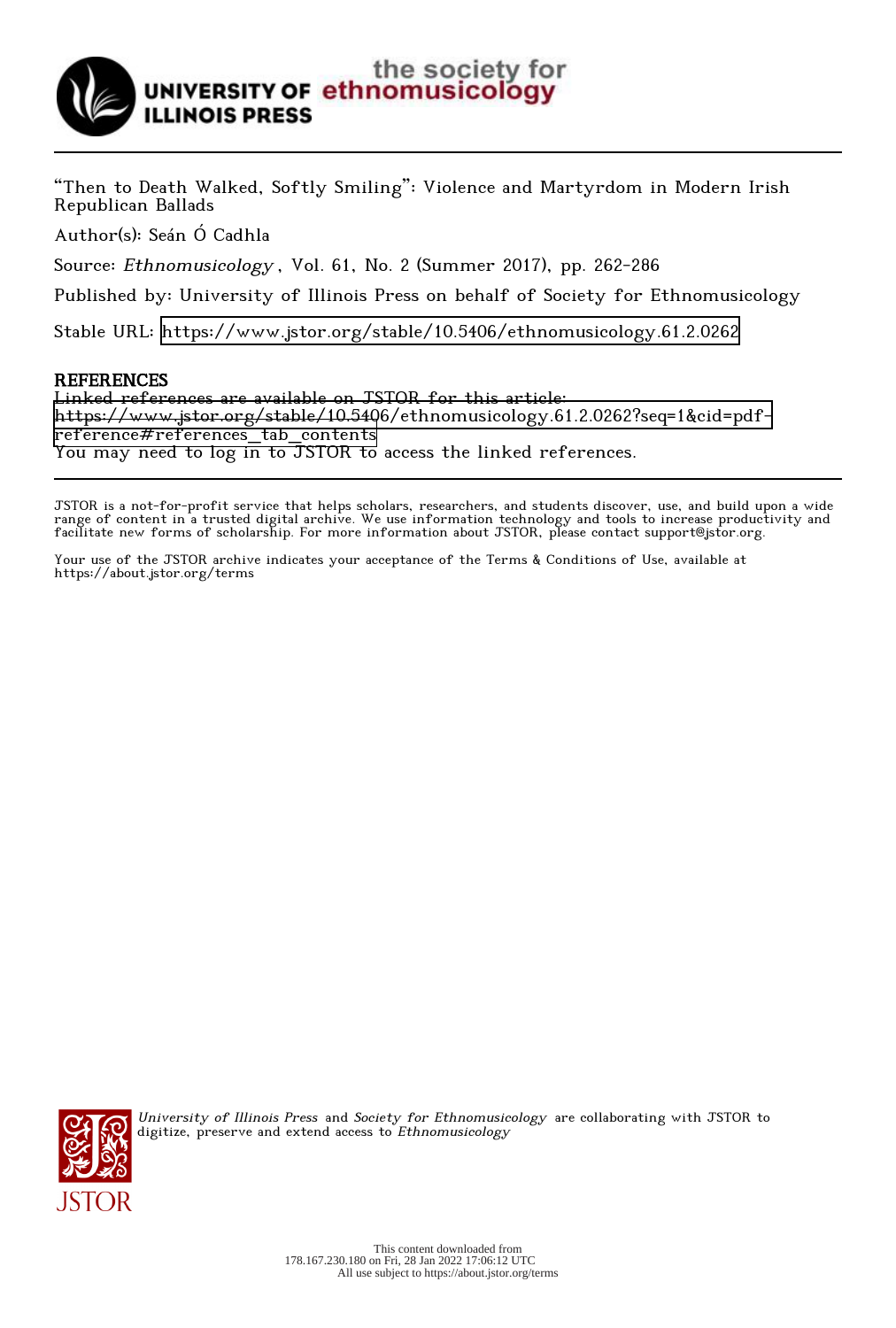"Then to Death Walked, Softly Smiling": Violence and Martyrdom in Modern Irish Republican Ballads

Author(s): Seán Ó Cadhla

Source: *Ethnomusicology*, Vol. 61, No. 2 (Summer 2017), pp. 262-286

Published by: University of Illinois Press on behalf of Society for Ethnomusicology

Stable URL: https://www.jstor.org/stable/10.5406/ethnomusicology.61.2.0262

## REFERENCES

Linked references are available on JSTOR for this article:
https://www.jstor.org/stable/10.5406/ethnomusicology.61.2.0262?seq=1&cid=pdf-reference#references_tab_contents
You may need to log in to JSTOR to access the linked references.

JSTOR is a not-for-profit service that helps scholars, researchers, and students discover, use, and build upon a wide range of content in a trusted digital archive. We use information technology and tools to increase productivity and facilitate new forms of scholarship. For more information about JSTOR, please contact support@jstor.org.

Your use of the JSTOR archive indicates your acceptance of the Terms & Conditions of Use, available at https://about.jstor.org/terms

*University of Illinois Press* and *Society for Ethnomusicology* are collaborating with JSTOR to digitize, preserve and extend access to *Ethnomusicology*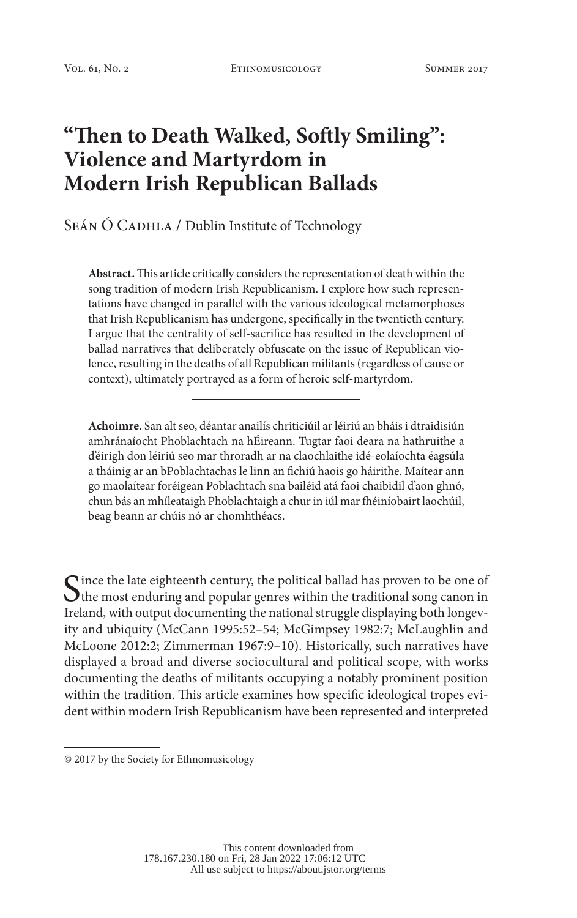# "Then to Death Walked, Softly Smiling": Violence and Martyrdom in Modern Irish Republican Ballads

Seán Ó Cadhla / Dublin Institute of Technology

**Abstract.** This article critically considers the representation of death within the song tradition of modern Irish Republicanism. I explore how such representations have changed in parallel with the various ideological metamorphoses that Irish Republicanism has undergone, specifically in the twentieth century. I argue that the centrality of self-sacrifice has resulted in the development of ballad narratives that deliberately obfuscate on the issue of Republican violence, resulting in the deaths of all Republican militants (regardless of cause or context), ultimately portrayed as a form of heroic self-martyrdom.

---

**Achoimre.** San alt seo, déantar anailís chriticiúil ar léiriú an bháis i dtraidisiún amhránaíocht Phoblachtach na hÉireann. Tugtar faoi deara na hathruithe a d'éirigh don léiriú seo mar thoradh ar na claochlaithe idé-eolaíochta éagsúla a tháinig ar an bPoblachtachas le linn an fichiú haois go háirithe. Maítear ann go maolaítear foréigean Poblachtach sna bailéid atá faoi chaibidil d'aon ghnó, chun bás an mhíleataigh Phoblachtaigh a chur in iúl mar fhéiníobairt laochúil, beag beann ar chúis nó ar chomhthéacs.

---

Since the late eighteenth century, the political ballad has proven to be one of the most enduring and popular genres within the traditional song canon in Ireland, with output documenting the national struggle displaying both longevity and ubiquity (McCann 1995:52–54; McGimpsey 1982:7; McLaughlin and McLoone 2012:2; Zimmerman 1967:9–10). Historically, such narratives have displayed a broad and diverse sociocultural and political scope, with works documenting the deaths of militants occupying a notably prominent position within the tradition. This article examines how specific ideological tropes evident within modern Irish Republicanism have been represented and interpreted

© 2017 by the Society for Ethnomusicology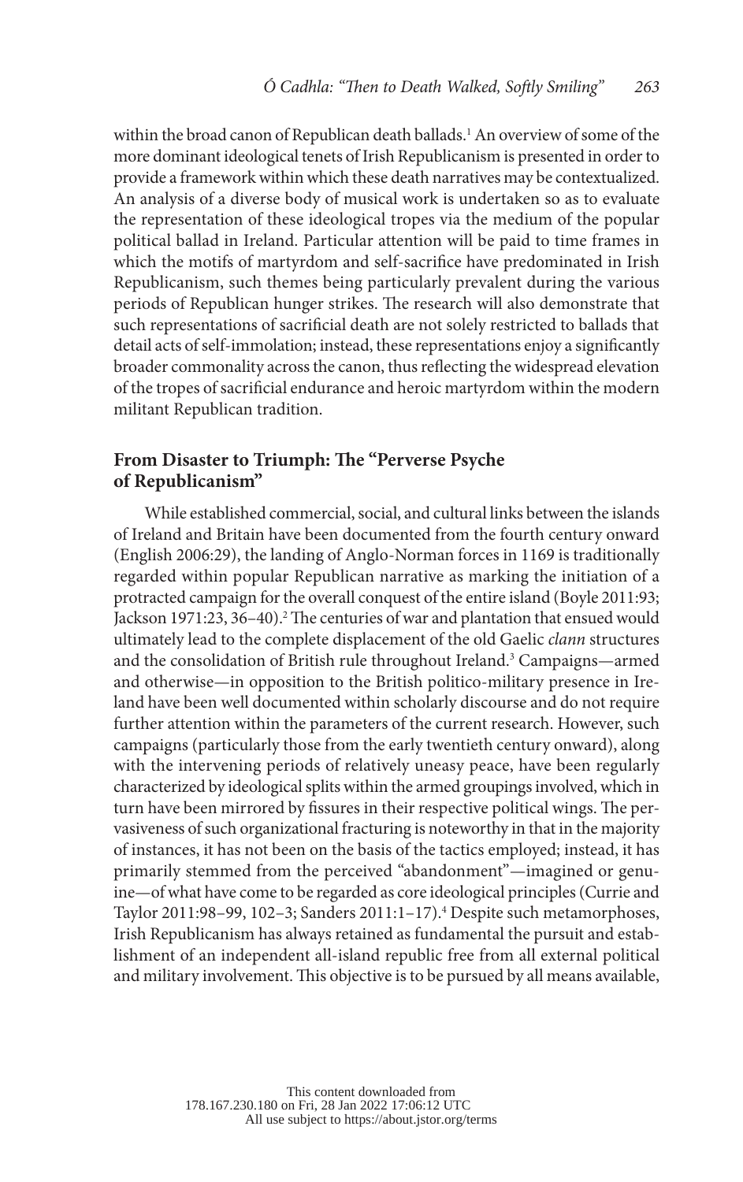within the broad canon of Republican death ballads.[1] An overview of some of the more dominant ideological tenets of Irish Republicanism is presented in order to provide a framework within which these death narratives may be contextualized. An analysis of a diverse body of musical work is undertaken so as to evaluate the representation of these ideological tropes via the medium of the popular political ballad in Ireland. Particular attention will be paid to time frames in which the motifs of martyrdom and self-sacrifice have predominated in Irish Republicanism, such themes being particularly prevalent during the various periods of Republican hunger strikes. The research will also demonstrate that such representations of sacrificial death are not solely restricted to ballads that detail acts of self-immolation; instead, these representations enjoy a significantly broader commonality across the canon, thus reflecting the widespread elevation of the tropes of sacrificial endurance and heroic martyrdom within the modern militant Republican tradition.

## From Disaster to Triumph: The "Perverse Psyche of Republicanism"

While established commercial, social, and cultural links between the islands of Ireland and Britain have been documented from the fourth century onward (English 2006:29), the landing of Anglo-Norman forces in 1169 is traditionally regarded within popular Republican narrative as marking the initiation of a protracted campaign for the overall conquest of the entire island (Boyle 2011:93; Jackson 1971:23, 36–40).[2] The centuries of war and plantation that ensued would ultimately lead to the complete displacement of the old Gaelic *clann* structures and the consolidation of British rule throughout Ireland.[3] Campaigns—armed and otherwise—in opposition to the British politico-military presence in Ireland have been well documented within scholarly discourse and do not require further attention within the parameters of the current research. However, such campaigns (particularly those from the early twentieth century onward), along with the intervening periods of relatively uneasy peace, have been regularly characterized by ideological splits within the armed groupings involved, which in turn have been mirrored by fissures in their respective political wings. The pervasiveness of such organizational fracturing is noteworthy in that in the majority of instances, it has not been on the basis of the tactics employed; instead, it has primarily stemmed from the perceived "abandonment"—imagined or genuine—of what have come to be regarded as core ideological principles (Currie and Taylor 2011:98–99, 102–3; Sanders 2011:1–17).[4] Despite such metamorphoses, Irish Republicanism has always retained as fundamental the pursuit and establishment of an independent all-island republic free from all external political and military involvement. This objective is to be pursued by all means available,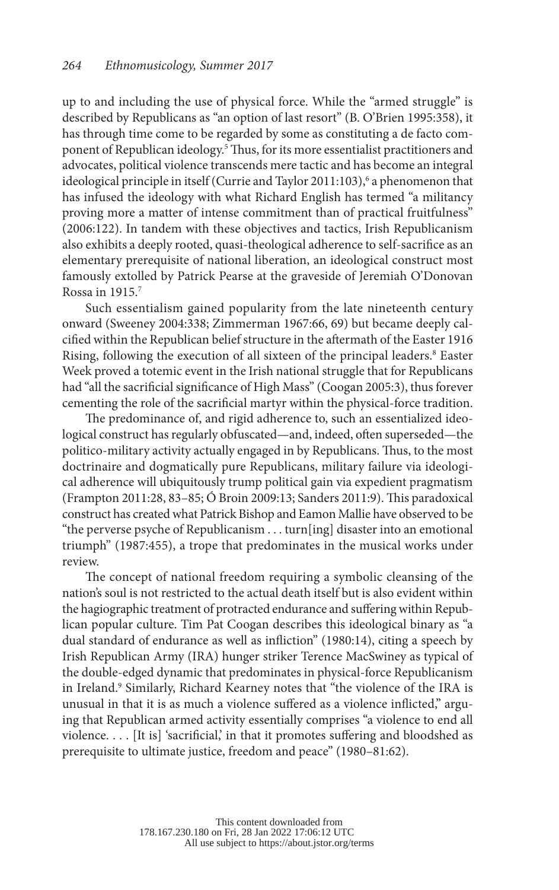up to and including the use of physical force. While the "armed struggle" is described by Republicans as "an option of last resort" (B. O'Brien 1995:358), it has through time come to be regarded by some as constituting a de facto component of Republican ideology.[5] Thus, for its more essentialist practitioners and advocates, political violence transcends mere tactic and has become an integral ideological principle in itself (Currie and Taylor 2011:103),[6] a phenomenon that has infused the ideology with what Richard English has termed "a militancy proving more a matter of intense commitment than of practical fruitfulness" (2006:122). In tandem with these objectives and tactics, Irish Republicanism also exhibits a deeply rooted, quasi-theological adherence to self-sacrifice as an elementary prerequisite of national liberation, an ideological construct most famously extolled by Patrick Pearse at the graveside of Jeremiah O'Donovan Rossa in 1915.[7]

Such essentialism gained popularity from the late nineteenth century onward (Sweeney 2004:338; Zimmerman 1967:66, 69) but became deeply calcified within the Republican belief structure in the aftermath of the Easter 1916 Rising, following the execution of all sixteen of the principal leaders.[8] Easter Week proved a totemic event in the Irish national struggle that for Republicans had "all the sacrificial significance of High Mass" (Coogan 2005:3), thus forever cementing the role of the sacrificial martyr within the physical-force tradition.

The predominance of, and rigid adherence to, such an essentialized ideological construct has regularly obfuscated—and, indeed, often superseded—the politico-military activity actually engaged in by Republicans. Thus, to the most doctrinaire and dogmatically pure Republicans, military failure via ideological adherence will ubiquitously trump political gain via expedient pragmatism (Frampton 2011:28, 83–85; Ó Broin 2009:13; Sanders 2011:9). This paradoxical construct has created what Patrick Bishop and Eamon Mallie have observed to be "the perverse psyche of Republicanism . . . turn[ing] disaster into an emotional triumph" (1987:455), a trope that predominates in the musical works under review.

The concept of national freedom requiring a symbolic cleansing of the nation's soul is not restricted to the actual death itself but is also evident within the hagiographic treatment of protracted endurance and suffering within Republican popular culture. Tim Pat Coogan describes this ideological binary as "a dual standard of endurance as well as infliction" (1980:14), citing a speech by Irish Republican Army (IRA) hunger striker Terence MacSwiney as typical of the double-edged dynamic that predominates in physical-force Republicanism in Ireland.[9] Similarly, Richard Kearney notes that "the violence of the IRA is unusual in that it is as much a violence suffered as a violence inflicted," arguing that Republican armed activity essentially comprises "a violence to end all violence. . . . [It is] 'sacrificial,' in that it promotes suffering and bloodshed as prerequisite to ultimate justice, freedom and peace" (1980–81:62).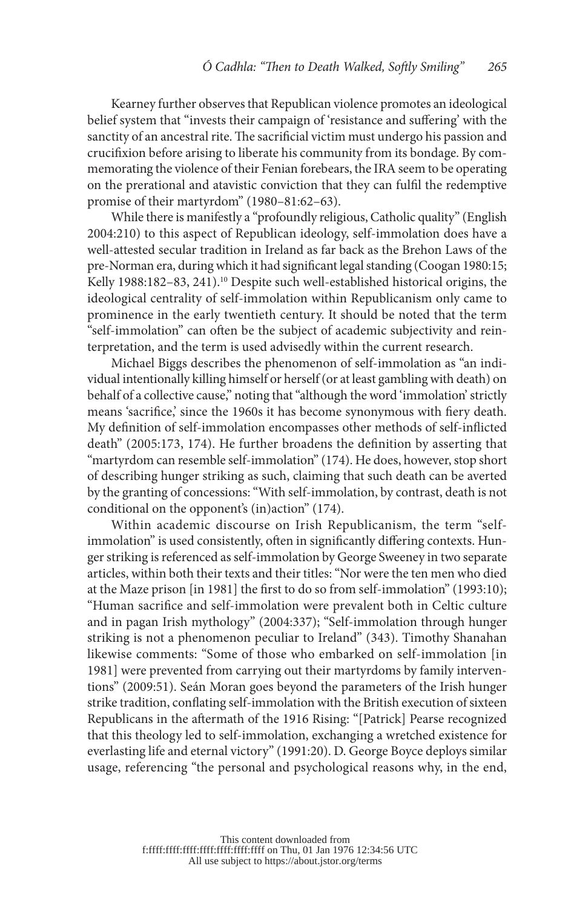Kearney further observes that Republican violence promotes an ideological belief system that "invests their campaign of 'resistance and suffering' with the sanctity of an ancestral rite. The sacrificial victim must undergo his passion and crucifixion before arising to liberate his community from its bondage. By commemorating the violence of their Fenian forebears, the IRA seem to be operating on the prerational and atavistic conviction that they can fulfil the redemptive promise of their martyrdom" (1980–81:62–63).

While there is manifestly a "profoundly religious, Catholic quality" (English 2004:210) to this aspect of Republican ideology, self-immolation does have a well-attested secular tradition in Ireland as far back as the Brehon Laws of the pre-Norman era, during which it had significant legal standing (Coogan 1980:15; Kelly 1988:182–83, 241).[10] Despite such well-established historical origins, the ideological centrality of self-immolation within Republicanism only came to prominence in the early twentieth century. It should be noted that the term "self-immolation" can often be the subject of academic subjectivity and reinterpretation, and the term is used advisedly within the current research.

Michael Biggs describes the phenomenon of self-immolation as "an individual intentionally killing himself or herself (or at least gambling with death) on behalf of a collective cause," noting that "although the word 'immolation' strictly means 'sacrifice,' since the 1960s it has become synonymous with fiery death. My definition of self-immolation encompasses other methods of self-inflicted death" (2005:173, 174). He further broadens the definition by asserting that "martyrdom can resemble self-immolation" (174). He does, however, stop short of describing hunger striking as such, claiming that such death can be averted by the granting of concessions: "With self-immolation, by contrast, death is not conditional on the opponent's (in)action" (174).

Within academic discourse on Irish Republicanism, the term "self-immolation" is used consistently, often in significantly differing contexts. Hunger striking is referenced as self-immolation by George Sweeney in two separate articles, within both their texts and their titles: "Nor were the ten men who died at the Maze prison [in 1981] the first to do so from self-immolation" (1993:10); "Human sacrifice and self-immolation were prevalent both in Celtic culture and in pagan Irish mythology" (2004:337); "Self-immolation through hunger striking is not a phenomenon peculiar to Ireland" (343). Timothy Shanahan likewise comments: "Some of those who embarked on self-immolation [in 1981] were prevented from carrying out their martyrdoms by family interventions" (2009:51). Seán Moran goes beyond the parameters of the Irish hunger strike tradition, conflating self-immolation with the British execution of sixteen Republicans in the aftermath of the 1916 Rising: "[Patrick] Pearse recognized that this theology led to self-immolation, exchanging a wretched existence for everlasting life and eternal victory" (1991:20). D. George Boyce deploys similar usage, referencing "the personal and psychological reasons why, in the end,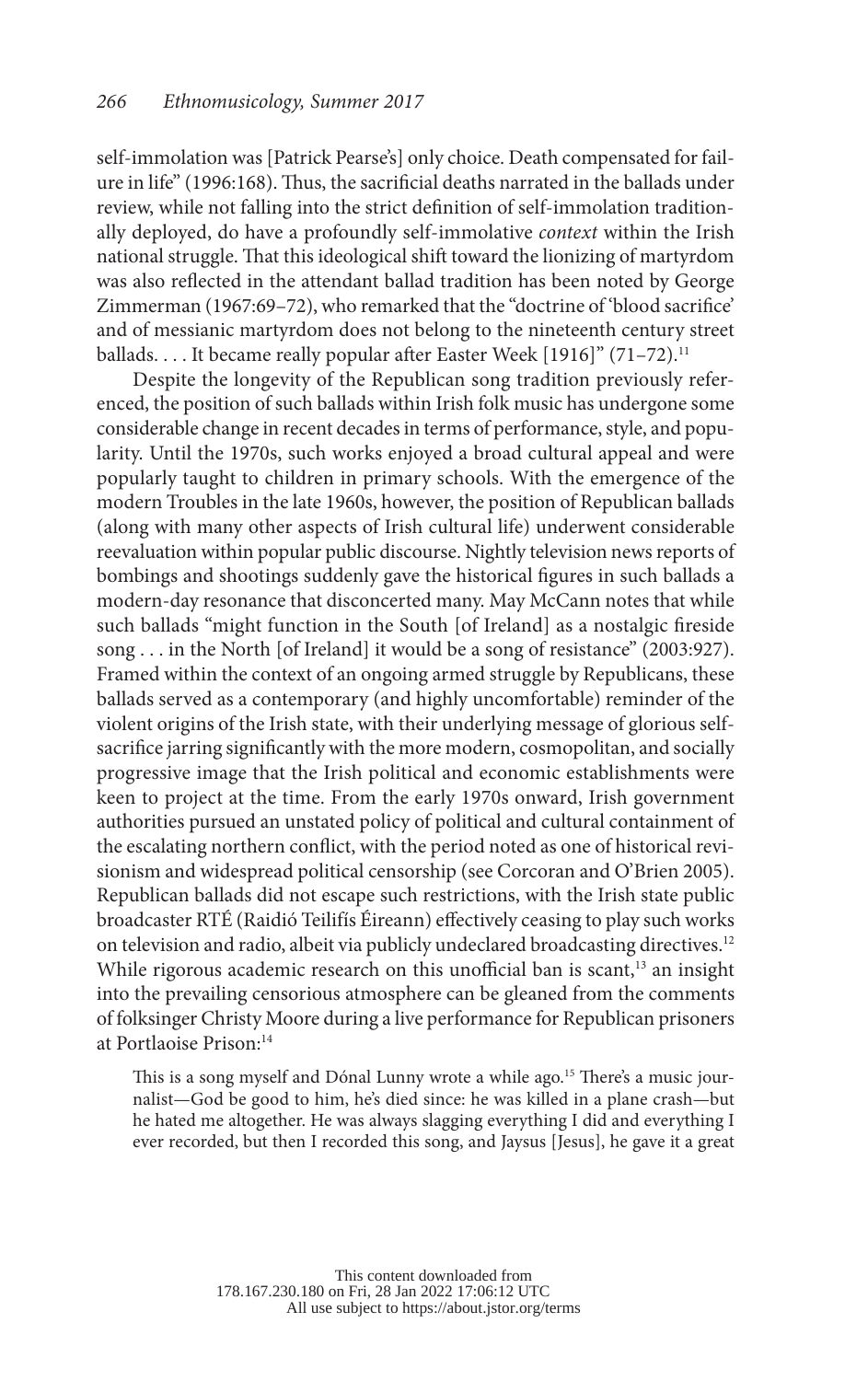self-immolation was [Patrick Pearse's] only choice. Death compensated for failure in life" (1996:168). Thus, the sacrificial deaths narrated in the ballads under review, while not falling into the strict definition of self-immolation traditionally deployed, do have a profoundly self-immolative *context* within the Irish national struggle. That this ideological shift toward the lionizing of martyrdom was also reflected in the attendant ballad tradition has been noted by George Zimmerman (1967:69–72), who remarked that the "doctrine of 'blood sacrifice' and of messianic martyrdom does not belong to the nineteenth century street ballads. . . . It became really popular after Easter Week [1916]" (71–72).[11]

Despite the longevity of the Republican song tradition previously referenced, the position of such ballads within Irish folk music has undergone some considerable change in recent decades in terms of performance, style, and popularity. Until the 1970s, such works enjoyed a broad cultural appeal and were popularly taught to children in primary schools. With the emergence of the modern Troubles in the late 1960s, however, the position of Republican ballads (along with many other aspects of Irish cultural life) underwent considerable reevaluation within popular public discourse. Nightly television news reports of bombings and shootings suddenly gave the historical figures in such ballads a modern-day resonance that disconcerted many. May McCann notes that while such ballads "might function in the South [of Ireland] as a nostalgic fireside song . . . in the North [of Ireland] it would be a song of resistance" (2003:927). Framed within the context of an ongoing armed struggle by Republicans, these ballads served as a contemporary (and highly uncomfortable) reminder of the violent origins of the Irish state, with their underlying message of glorious self-sacrifice jarring significantly with the more modern, cosmopolitan, and socially progressive image that the Irish political and economic establishments were keen to project at the time. From the early 1970s onward, Irish government authorities pursued an unstated policy of political and cultural containment of the escalating northern conflict, with the period noted as one of historical revisionism and widespread political censorship (see Corcoran and O'Brien 2005). Republican ballads did not escape such restrictions, with the Irish state public broadcaster RTÉ (Raidió Teilifís Éireann) effectively ceasing to play such works on television and radio, albeit via publicly undeclared broadcasting directives.[12] While rigorous academic research on this unofficial ban is scant,[13] an insight into the prevailing censorious atmosphere can be gleaned from the comments of folksinger Christy Moore during a live performance for Republican prisoners at Portlaoise Prison:[14]

> This is a song myself and Dónal Lunny wrote a while ago.[15] There's a music journalist—God be good to him, he's died since: he was killed in a plane crash—but he hated me altogether. He was always slagging everything I did and everything I ever recorded, but then I recorded this song, and Jaysus [Jesus], he gave it a great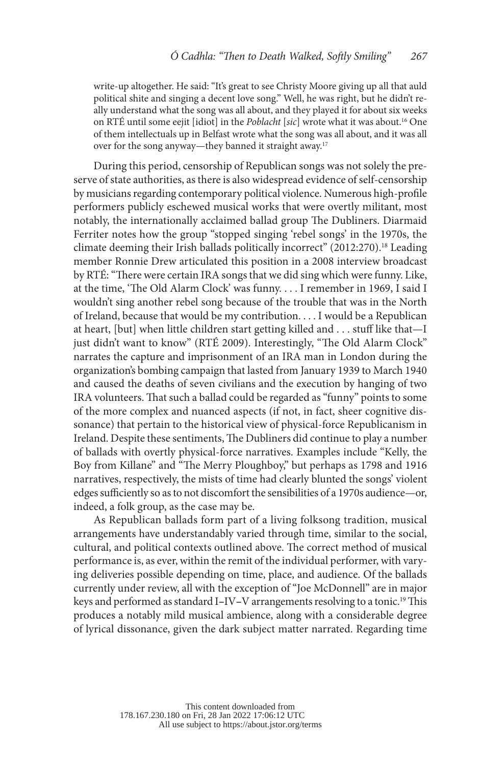write-up altogether. He said: "It's great to see Christy Moore giving up all that auld political shite and singing a decent love song." Well, he was right, but he didn't really understand what the song was all about, and they played it for about six weeks on RTÉ until some eejit [idiot] in the *Poblacht* [*sic*] wrote what it was about.[16] One of them intellectuals up in Belfast wrote what the song was all about, and it was all over for the song anyway—they banned it straight away.[17]

During this period, censorship of Republican songs was not solely the preserve of state authorities, as there is also widespread evidence of self-censorship by musicians regarding contemporary political violence. Numerous high-profile performers publicly eschewed musical works that were overtly militant, most notably, the internationally acclaimed ballad group The Dubliners. Diarmaid Ferriter notes how the group "stopped singing 'rebel songs' in the 1970s, the climate deeming their Irish ballads politically incorrect" (2012:270).[18] Leading member Ronnie Drew articulated this position in a 2008 interview broadcast by RTÉ: "There were certain IRA songs that we did sing which were funny. Like, at the time, 'The Old Alarm Clock' was funny. . . . I remember in 1969, I said I wouldn't sing another rebel song because of the trouble that was in the North of Ireland, because that would be my contribution. . . . I would be a Republican at heart, [but] when little children start getting killed and . . . stuff like that—I just didn't want to know" (RTÉ 2009). Interestingly, "The Old Alarm Clock" narrates the capture and imprisonment of an IRA man in London during the organization's bombing campaign that lasted from January 1939 to March 1940 and caused the deaths of seven civilians and the execution by hanging of two IRA volunteers. That such a ballad could be regarded as "funny" points to some of the more complex and nuanced aspects (if not, in fact, sheer cognitive dissonance) that pertain to the historical view of physical-force Republicanism in Ireland. Despite these sentiments, The Dubliners did continue to play a number of ballads with overtly physical-force narratives. Examples include "Kelly, the Boy from Killane" and "The Merry Ploughboy," but perhaps as 1798 and 1916 narratives, respectively, the mists of time had clearly blunted the songs' violent edges sufficiently so as to not discomfort the sensibilities of a 1970s audience—or, indeed, a folk group, as the case may be.

As Republican ballads form part of a living folksong tradition, musical arrangements have understandably varied through time, similar to the social, cultural, and political contexts outlined above. The correct method of musical performance is, as ever, within the remit of the individual performer, with varying deliveries possible depending on time, place, and audience. Of the ballads currently under review, all with the exception of "Joe McDonnell" are in major keys and performed as standard I–IV–V arrangements resolving to a tonic.[19] This produces a notably mild musical ambience, along with a considerable degree of lyrical dissonance, given the dark subject matter narrated. Regarding time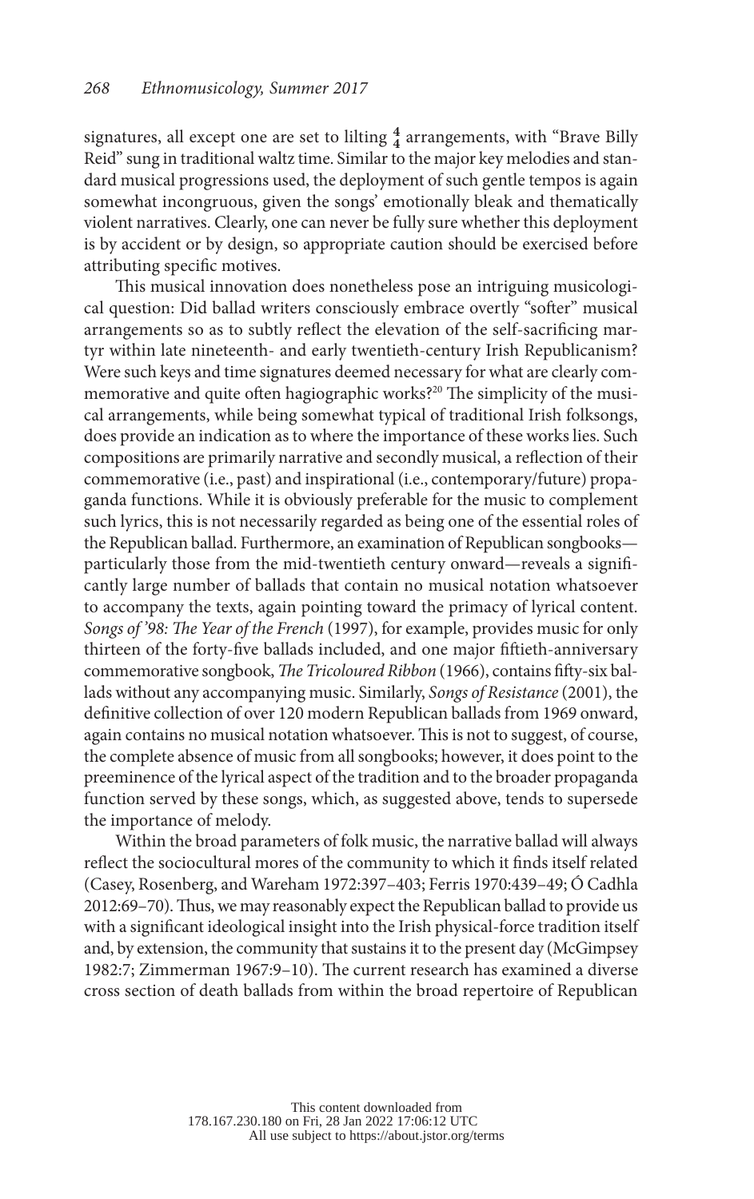signatures, all except one are set to lilting $\frac{4}{4}$ arrangements, with "Brave Billy Reid" sung in traditional waltz time. Similar to the major key melodies and standard musical progressions used, the deployment of such gentle tempos is again somewhat incongruous, given the songs' emotionally bleak and thematically violent narratives. Clearly, one can never be fully sure whether this deployment is by accident or by design, so appropriate caution should be exercised before attributing specific motives.

This musical innovation does nonetheless pose an intriguing musicological question: Did ballad writers consciously embrace overtly "softer" musical arrangements so as to subtly reflect the elevation of the self-sacrificing martyr within late nineteenth- and early twentieth-century Irish Republicanism? Were such keys and time signatures deemed necessary for what are clearly commemorative and quite often hagiographic works?[20] The simplicity of the musical arrangements, while being somewhat typical of traditional Irish folksongs, does provide an indication as to where the importance of these works lies. Such compositions are primarily narrative and secondly musical, a reflection of their commemorative (i.e., past) and inspirational (i.e., contemporary/future) propaganda functions. While it is obviously preferable for the music to complement such lyrics, this is not necessarily regarded as being one of the essential roles of the Republican ballad. Furthermore, an examination of Republican songbooks—particularly those from the mid-twentieth century onward—reveals a significantly large number of ballads that contain no musical notation whatsoever to accompany the texts, again pointing toward the primacy of lyrical content. *Songs of '98: The Year of the French* (1997), for example, provides music for only thirteen of the forty-five ballads included, and one major fiftieth-anniversary commemorative songbook, *The Tricoloured Ribbon* (1966), contains fifty-six ballads without any accompanying music. Similarly, *Songs of Resistance* (2001), the definitive collection of over 120 modern Republican ballads from 1969 onward, again contains no musical notation whatsoever. This is not to suggest, of course, the complete absence of music from all songbooks; however, it does point to the preeminence of the lyrical aspect of the tradition and to the broader propaganda function served by these songs, which, as suggested above, tends to supersede the importance of melody.

Within the broad parameters of folk music, the narrative ballad will always reflect the sociocultural mores of the community to which it finds itself related (Casey, Rosenberg, and Wareham 1972:397–403; Ferris 1970:439–49; Ó Cadhla 2012:69–70). Thus, we may reasonably expect the Republican ballad to provide us with a significant ideological insight into the Irish physical-force tradition itself and, by extension, the community that sustains it to the present day (McGimpsey 1982:7; Zimmerman 1967:9–10). The current research has examined a diverse cross section of death ballads from within the broad repertoire of Republican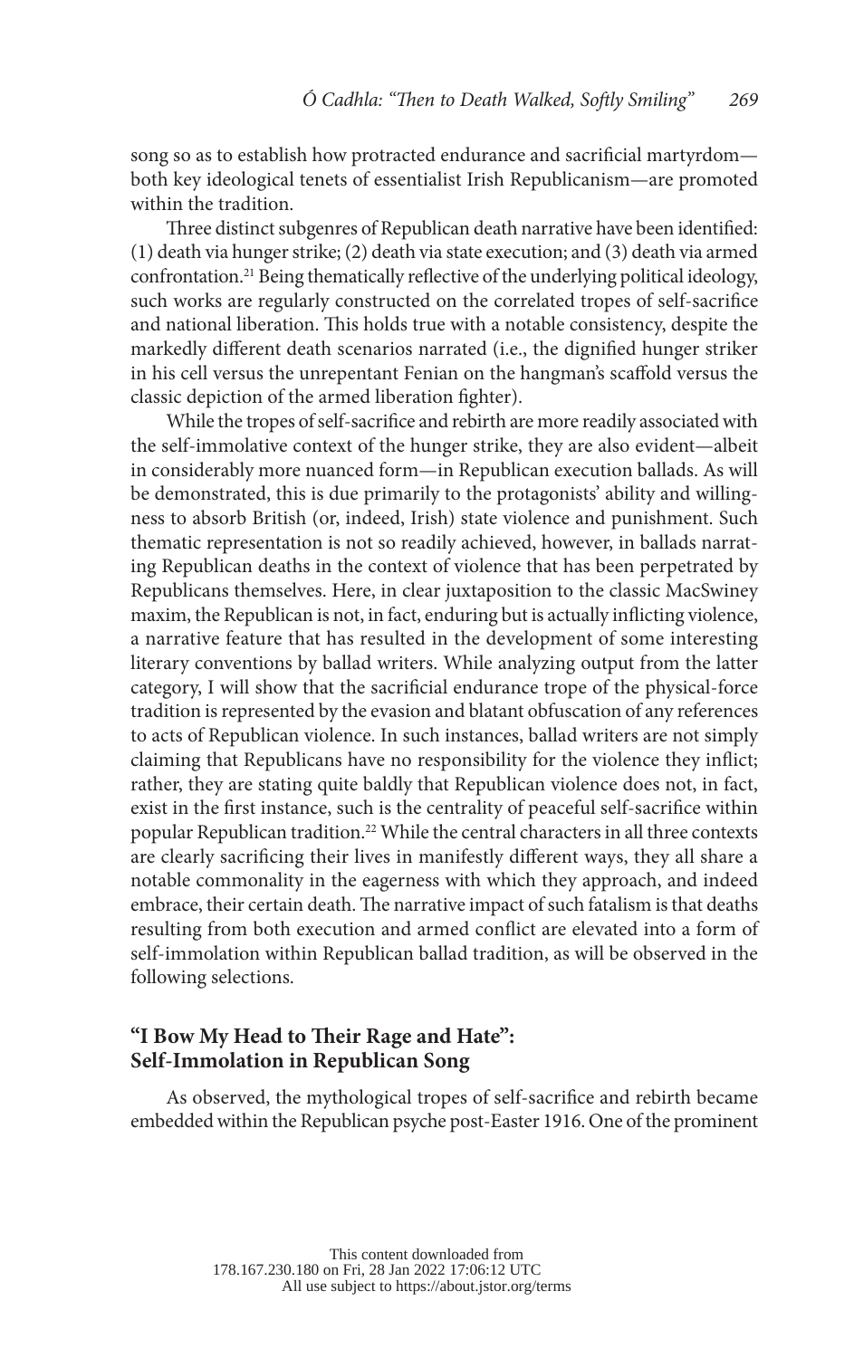song so as to establish how protracted endurance and sacrificial martyrdom—both key ideological tenets of essentialist Irish Republicanism—are promoted within the tradition.

Three distinct subgenres of Republican death narrative have been identified: (1) death via hunger strike; (2) death via state execution; and (3) death via armed confrontation.[21] Being thematically reflective of the underlying political ideology, such works are regularly constructed on the correlated tropes of self-sacrifice and national liberation. This holds true with a notable consistency, despite the markedly different death scenarios narrated (i.e., the dignified hunger striker in his cell versus the unrepentant Fenian on the hangman's scaffold versus the classic depiction of the armed liberation fighter).

While the tropes of self-sacrifice and rebirth are more readily associated with the self-immolative context of the hunger strike, they are also evident—albeit in considerably more nuanced form—in Republican execution ballads. As will be demonstrated, this is due primarily to the protagonists' ability and willingness to absorb British (or, indeed, Irish) state violence and punishment. Such thematic representation is not so readily achieved, however, in ballads narrating Republican deaths in the context of violence that has been perpetrated by Republicans themselves. Here, in clear juxtaposition to the classic MacSwiney maxim, the Republican is not, in fact, enduring but is actually inflicting violence, a narrative feature that has resulted in the development of some interesting literary conventions by ballad writers. While analyzing output from the latter category, I will show that the sacrificial endurance trope of the physical-force tradition is represented by the evasion and blatant obfuscation of any references to acts of Republican violence. In such instances, ballad writers are not simply claiming that Republicans have no responsibility for the violence they inflict; rather, they are stating quite baldly that Republican violence does not, in fact, exist in the first instance, such is the centrality of peaceful self-sacrifice within popular Republican tradition.[22] While the central characters in all three contexts are clearly sacrificing their lives in manifestly different ways, they all share a notable commonality in the eagerness with which they approach, and indeed embrace, their certain death. The narrative impact of such fatalism is that deaths resulting from both execution and armed conflict are elevated into a form of self-immolation within Republican ballad tradition, as will be observed in the following selections.

## "I Bow My Head to Their Rage and Hate": Self-Immolation in Republican Song

As observed, the mythological tropes of self-sacrifice and rebirth became embedded within the Republican psyche post-Easter 1916. One of the prominent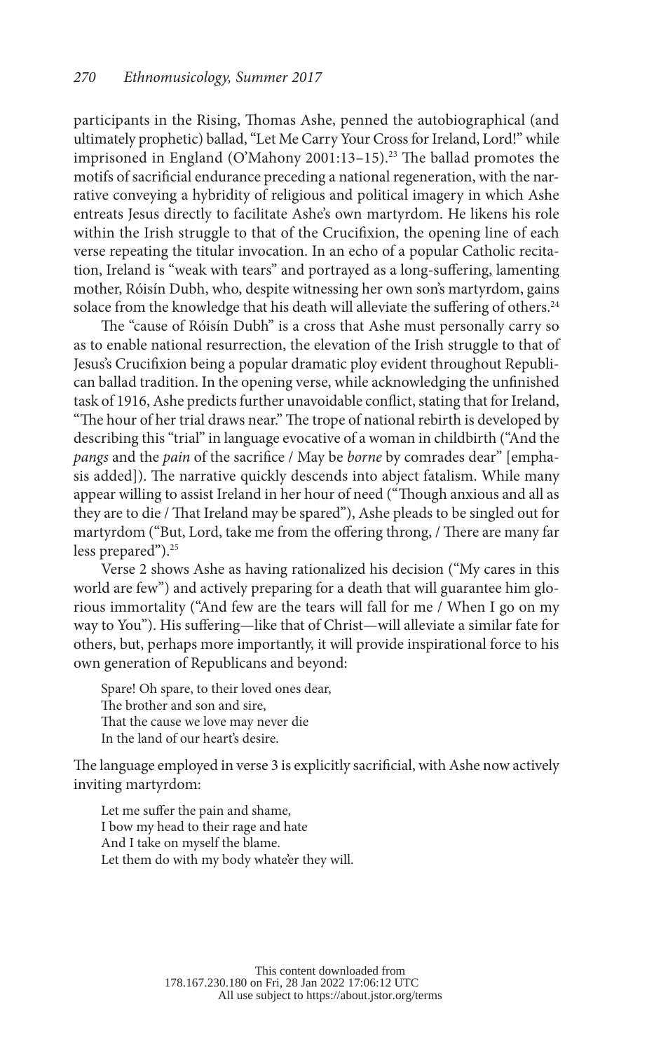participants in the Rising, Thomas Ashe, penned the autobiographical (and ultimately prophetic) ballad, "Let Me Carry Your Cross for Ireland, Lord!" while imprisoned in England (O'Mahony 2001:13–15).[23] The ballad promotes the motifs of sacrificial endurance preceding a national regeneration, with the narrative conveying a hybridity of religious and political imagery in which Ashe entreats Jesus directly to facilitate Ashe's own martyrdom. He likens his role within the Irish struggle to that of the Crucifixion, the opening line of each verse repeating the titular invocation. In an echo of a popular Catholic recitation, Ireland is "weak with tears" and portrayed as a long-suffering, lamenting mother, Róisín Dubh, who, despite witnessing her own son's martyrdom, gains solace from the knowledge that his death will alleviate the suffering of others.[24]

The "cause of Róisín Dubh" is a cross that Ashe must personally carry so as to enable national resurrection, the elevation of the Irish struggle to that of Jesus's Crucifixion being a popular dramatic ploy evident throughout Republican ballad tradition. In the opening verse, while acknowledging the unfinished task of 1916, Ashe predicts further unavoidable conflict, stating that for Ireland, "The hour of her trial draws near." The trope of national rebirth is developed by describing this "trial" in language evocative of a woman in childbirth ("And the *pangs* and the *pain* of the sacrifice / May be *borne* by comrades dear" [emphasis added]). The narrative quickly descends into abject fatalism. While many appear willing to assist Ireland in her hour of need ("Though anxious and all as they are to die / That Ireland may be spared"), Ashe pleads to be singled out for martyrdom ("But, Lord, take me from the offering throng, / There are many far less prepared").[25]

Verse 2 shows Ashe as having rationalized his decision ("My cares in this world are few") and actively preparing for a death that will guarantee him glorious immortality ("And few are the tears will fall for me / When I go on my way to You"). His suffering—like that of Christ—will alleviate a similar fate for others, but, perhaps more importantly, it will provide inspirational force to his own generation of Republicans and beyond:

> Spare! Oh spare, to their loved ones dear,
> The brother and son and sire,
> That the cause we love may never die
> In the land of our heart's desire.

The language employed in verse 3 is explicitly sacrificial, with Ashe now actively inviting martyrdom:

> Let me suffer the pain and shame,
> I bow my head to their rage and hate
> And I take on myself the blame.
> Let them do with my body whate'er they will.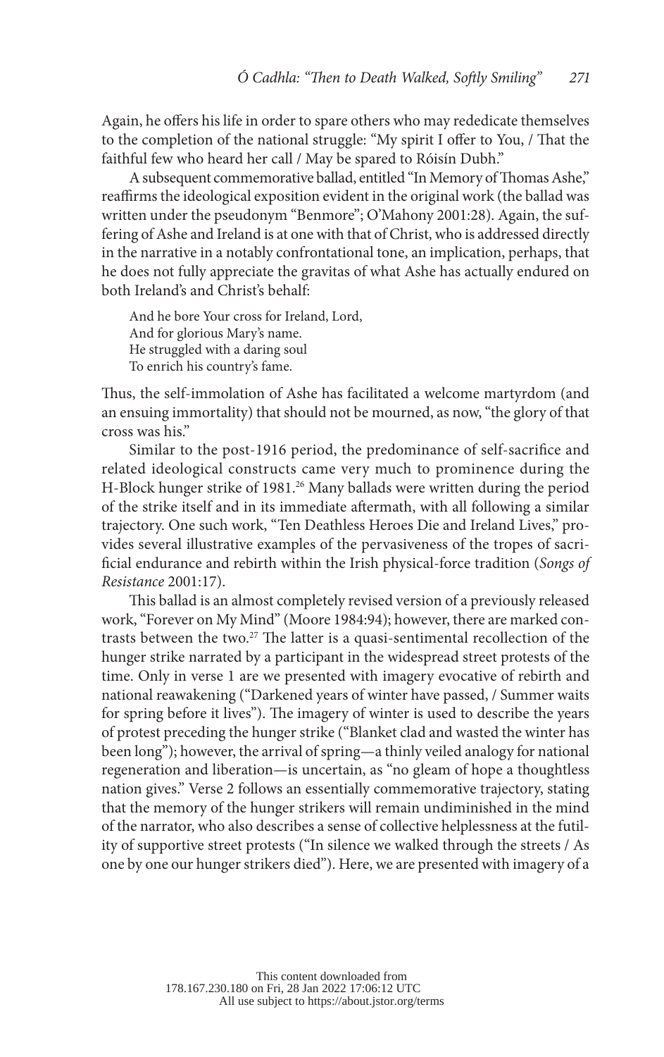Again, he offers his life in order to spare others who may rededicate themselves to the completion of the national struggle: "My spirit I offer to You, / That the faithful few who heard her call / May be spared to Róisín Dubh."

A subsequent commemorative ballad, entitled "In Memory of Thomas Ashe," reaffirms the ideological exposition evident in the original work (the ballad was written under the pseudonym "Benmore"; O'Mahony 2001:28). Again, the suffering of Ashe and Ireland is at one with that of Christ, who is addressed directly in the narrative in a notably confrontational tone, an implication, perhaps, that he does not fully appreciate the gravitas of what Ashe has actually endured on both Ireland's and Christ's behalf:

> And he bore Your cross for Ireland, Lord,
> And for glorious Mary's name.
> He struggled with a daring soul
> To enrich his country's fame.

Thus, the self-immolation of Ashe has facilitated a welcome martyrdom (and an ensuing immortality) that should not be mourned, as now, "the glory of that cross was his."

Similar to the post-1916 period, the predominance of self-sacrifice and related ideological constructs came very much to prominence during the H-Block hunger strike of 1981.[26] Many ballads were written during the period of the strike itself and in its immediate aftermath, with all following a similar trajectory. One such work, "Ten Deathless Heroes Die and Ireland Lives," provides several illustrative examples of the pervasiveness of the tropes of sacrificial endurance and rebirth within the Irish physical-force tradition (*Songs of Resistance* 2001:17).

This ballad is an almost completely revised version of a previously released work, "Forever on My Mind" (Moore 1984:94); however, there are marked contrasts between the two.[27] The latter is a quasi-sentimental recollection of the hunger strike narrated by a participant in the widespread street protests of the time. Only in verse 1 are we presented with imagery evocative of rebirth and national reawakening ("Darkened years of winter have passed, / Summer waits for spring before it lives"). The imagery of winter is used to describe the years of protest preceding the hunger strike ("Blanket clad and wasted the winter has been long"); however, the arrival of spring—a thinly veiled analogy for national regeneration and liberation—is uncertain, as "no gleam of hope a thoughtless nation gives." Verse 2 follows an essentially commemorative trajectory, stating that the memory of the hunger strikers will remain undiminished in the mind of the narrator, who also describes a sense of collective helplessness at the futility of supportive street protests ("In silence we walked through the streets / As one by one our hunger strikers died"). Here, we are presented with imagery of a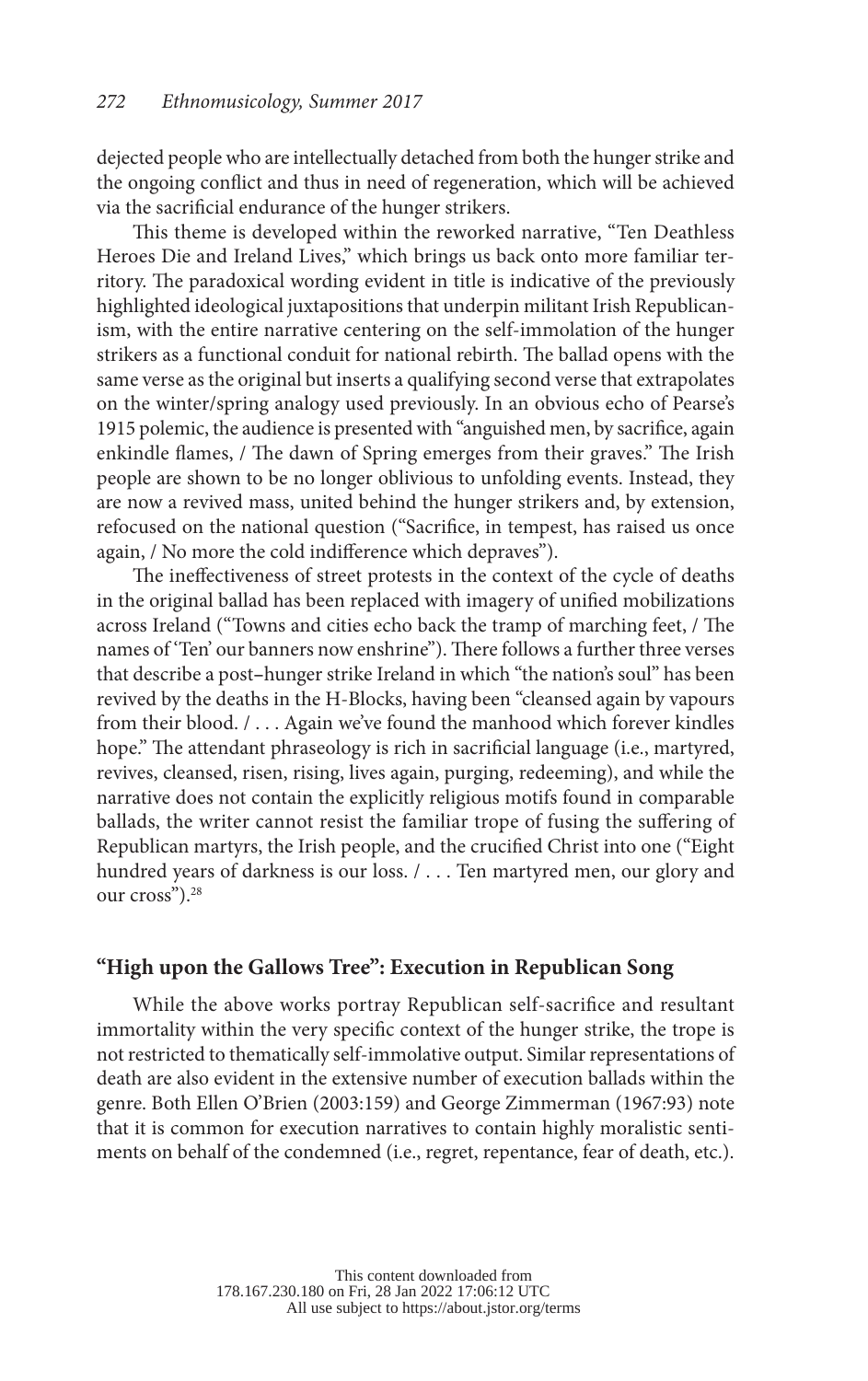dejected people who are intellectually detached from both the hunger strike and the ongoing conflict and thus in need of regeneration, which will be achieved via the sacrificial endurance of the hunger strikers.

This theme is developed within the reworked narrative, "Ten Deathless Heroes Die and Ireland Lives," which brings us back onto more familiar territory. The paradoxical wording evident in title is indicative of the previously highlighted ideological juxtapositions that underpin militant Irish Republicanism, with the entire narrative centering on the self-immolation of the hunger strikers as a functional conduit for national rebirth. The ballad opens with the same verse as the original but inserts a qualifying second verse that extrapolates on the winter/spring analogy used previously. In an obvious echo of Pearse's 1915 polemic, the audience is presented with "anguished men, by sacrifice, again enkindle flames, / The dawn of Spring emerges from their graves." The Irish people are shown to be no longer oblivious to unfolding events. Instead, they are now a revived mass, united behind the hunger strikers and, by extension, refocused on the national question ("Sacrifice, in tempest, has raised us once again, / No more the cold indifference which depraves").

The ineffectiveness of street protests in the context of the cycle of deaths in the original ballad has been replaced with imagery of unified mobilizations across Ireland ("Towns and cities echo back the tramp of marching feet, / The names of 'Ten' our banners now enshrine"). There follows a further three verses that describe a post–hunger strike Ireland in which "the nation's soul" has been revived by the deaths in the H-Blocks, having been "cleansed again by vapours from their blood. / . . . Again we've found the manhood which forever kindles hope." The attendant phraseology is rich in sacrificial language (i.e., martyred, revives, cleansed, risen, rising, lives again, purging, redeeming), and while the narrative does not contain the explicitly religious motifs found in comparable ballads, the writer cannot resist the familiar trope of fusing the suffering of Republican martyrs, the Irish people, and the crucified Christ into one ("Eight hundred years of darkness is our loss. / . . . Ten martyred men, our glory and our cross").[28]

## "High upon the Gallows Tree": Execution in Republican Song

While the above works portray Republican self-sacrifice and resultant immortality within the very specific context of the hunger strike, the trope is not restricted to thematically self-immolative output. Similar representations of death are also evident in the extensive number of execution ballads within the genre. Both Ellen O'Brien (2003:159) and George Zimmerman (1967:93) note that it is common for execution narratives to contain highly moralistic sentiments on behalf of the condemned (i.e., regret, repentance, fear of death, etc.).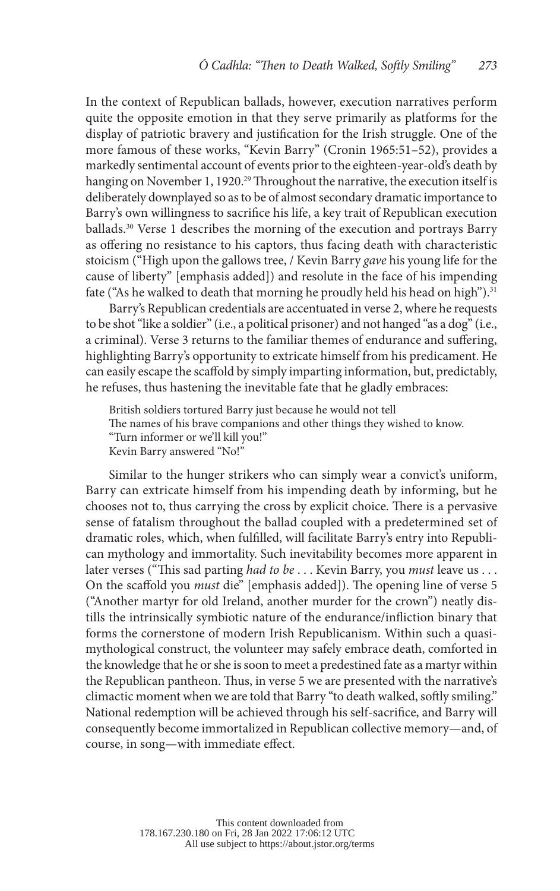In the context of Republican ballads, however, execution narratives perform quite the opposite emotion in that they serve primarily as platforms for the display of patriotic bravery and justification for the Irish struggle. One of the more famous of these works, "Kevin Barry" (Cronin 1965:51–52), provides a markedly sentimental account of events prior to the eighteen-year-old's death by hanging on November 1, 1920.[29] Throughout the narrative, the execution itself is deliberately downplayed so as to be of almost secondary dramatic importance to Barry's own willingness to sacrifice his life, a key trait of Republican execution ballads.[30] Verse 1 describes the morning of the execution and portrays Barry as offering no resistance to his captors, thus facing death with characteristic stoicism ("High upon the gallows tree, / Kevin Barry *gave* his young life for the cause of liberty" [emphasis added]) and resolute in the face of his impending fate ("As he walked to death that morning he proudly held his head on high").[31]

Barry's Republican credentials are accentuated in verse 2, where he requests to be shot "like a soldier" (i.e., a political prisoner) and not hanged "as a dog" (i.e., a criminal). Verse 3 returns to the familiar themes of endurance and suffering, highlighting Barry's opportunity to extricate himself from his predicament. He can easily escape the scaffold by simply imparting information, but, predictably, he refuses, thus hastening the inevitable fate that he gladly embraces:

> British soldiers tortured Barry just because he would not tell
> The names of his brave companions and other things they wished to know.
> "Turn informer or we'll kill you!"
> Kevin Barry answered "No!"

Similar to the hunger strikers who can simply wear a convict's uniform, Barry can extricate himself from his impending death by informing, but he chooses not to, thus carrying the cross by explicit choice. There is a pervasive sense of fatalism throughout the ballad coupled with a predetermined set of dramatic roles, which, when fulfilled, will facilitate Barry's entry into Republican mythology and immortality. Such inevitability becomes more apparent in later verses ("This sad parting *had to be* . . . Kevin Barry, you *must* leave us . . . On the scaffold you *must* die" [emphasis added]). The opening line of verse 5 ("Another martyr for old Ireland, another murder for the crown") neatly distills the intrinsically symbiotic nature of the endurance/infliction binary that forms the cornerstone of modern Irish Republicanism. Within such a quasi-mythological construct, the volunteer may safely embrace death, comforted in the knowledge that he or she is soon to meet a predestined fate as a martyr within the Republican pantheon. Thus, in verse 5 we are presented with the narrative's climactic moment when we are told that Barry "to death walked, softly smiling." National redemption will be achieved through his self-sacrifice, and Barry will consequently become immortalized in Republican collective memory—and, of course, in song—with immediate effect.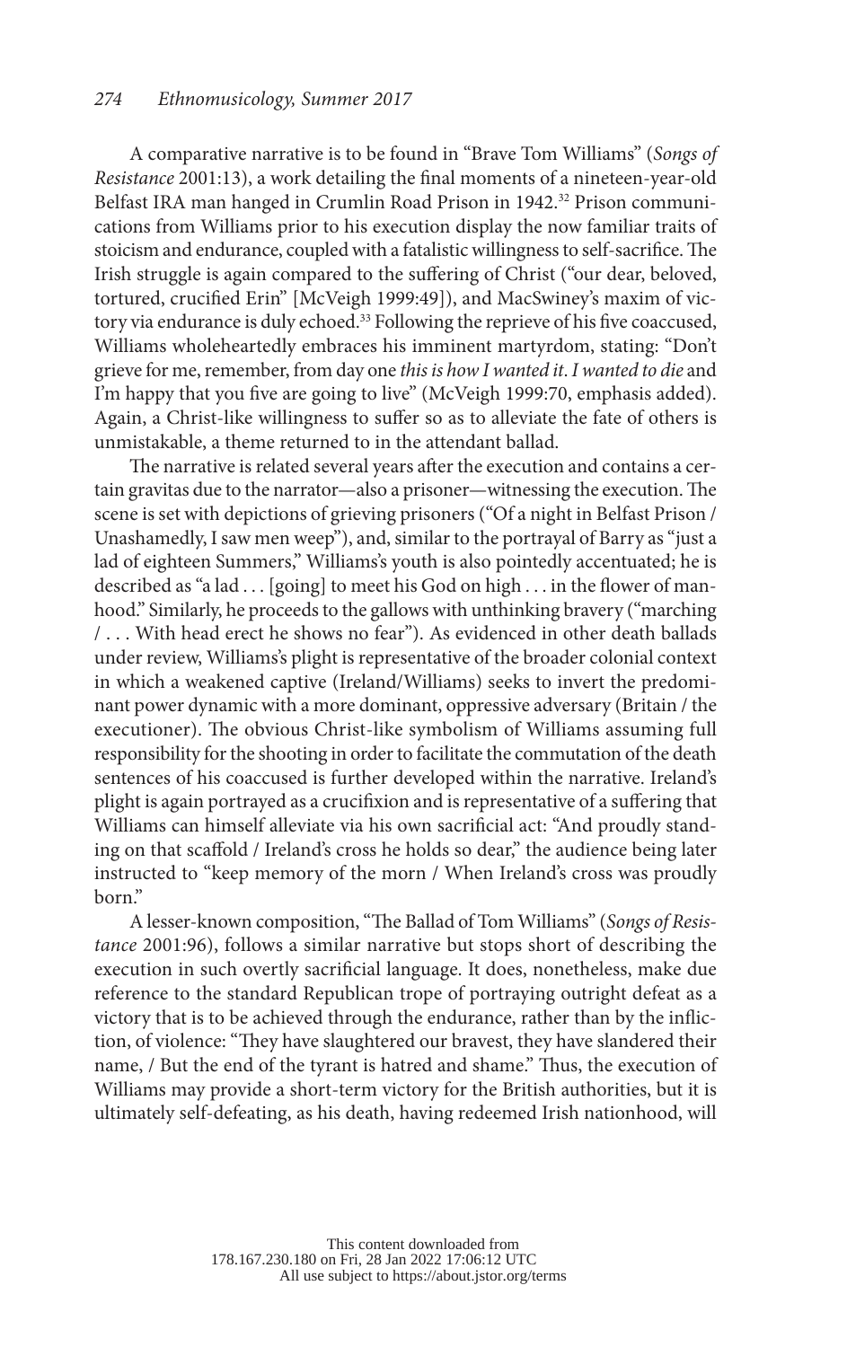A comparative narrative is to be found in "Brave Tom Williams" (*Songs of Resistance* 2001:13), a work detailing the final moments of a nineteen-year-old Belfast IRA man hanged in Crumlin Road Prison in 1942.[32] Prison communications from Williams prior to his execution display the now familiar traits of stoicism and endurance, coupled with a fatalistic willingness to self-sacrifice. The Irish struggle is again compared to the suffering of Christ ("our dear, beloved, tortured, crucified Erin" [McVeigh 1999:49]), and MacSwiney's maxim of victory via endurance is duly echoed.[33] Following the reprieve of his five coaccused, Williams wholeheartedly embraces his imminent martyrdom, stating: "Don't grieve for me, remember, from day one *this is how I wanted it*. *I wanted to die* and I'm happy that you five are going to live" (McVeigh 1999:70, emphasis added). Again, a Christ-like willingness to suffer so as to alleviate the fate of others is unmistakable, a theme returned to in the attendant ballad.

The narrative is related several years after the execution and contains a certain gravitas due to the narrator—also a prisoner—witnessing the execution. The scene is set with depictions of grieving prisoners ("Of a night in Belfast Prison / Unashamedly, I saw men weep"), and, similar to the portrayal of Barry as "just a lad of eighteen Summers," Williams's youth is also pointedly accentuated; he is described as "a lad . . . [going] to meet his God on high . . . in the flower of manhood." Similarly, he proceeds to the gallows with unthinking bravery ("marching / . . . With head erect he shows no fear"). As evidenced in other death ballads under review, Williams's plight is representative of the broader colonial context in which a weakened captive (Ireland/Williams) seeks to invert the predominant power dynamic with a more dominant, oppressive adversary (Britain / the executioner). The obvious Christ-like symbolism of Williams assuming full responsibility for the shooting in order to facilitate the commutation of the death sentences of his coaccused is further developed within the narrative. Ireland's plight is again portrayed as a crucifixion and is representative of a suffering that Williams can himself alleviate via his own sacrificial act: "And proudly standing on that scaffold / Ireland's cross he holds so dear," the audience being later instructed to "keep memory of the morn / When Ireland's cross was proudly born."

A lesser-known composition, "The Ballad of Tom Williams" (*Songs of Resistance* 2001:96), follows a similar narrative but stops short of describing the execution in such overtly sacrificial language. It does, nonetheless, make due reference to the standard Republican trope of portraying outright defeat as a victory that is to be achieved through the endurance, rather than by the infliction, of violence: "They have slaughtered our bravest, they have slandered their name, / But the end of the tyrant is hatred and shame." Thus, the execution of Williams may provide a short-term victory for the British authorities, but it is ultimately self-defeating, as his death, having redeemed Irish nationhood, will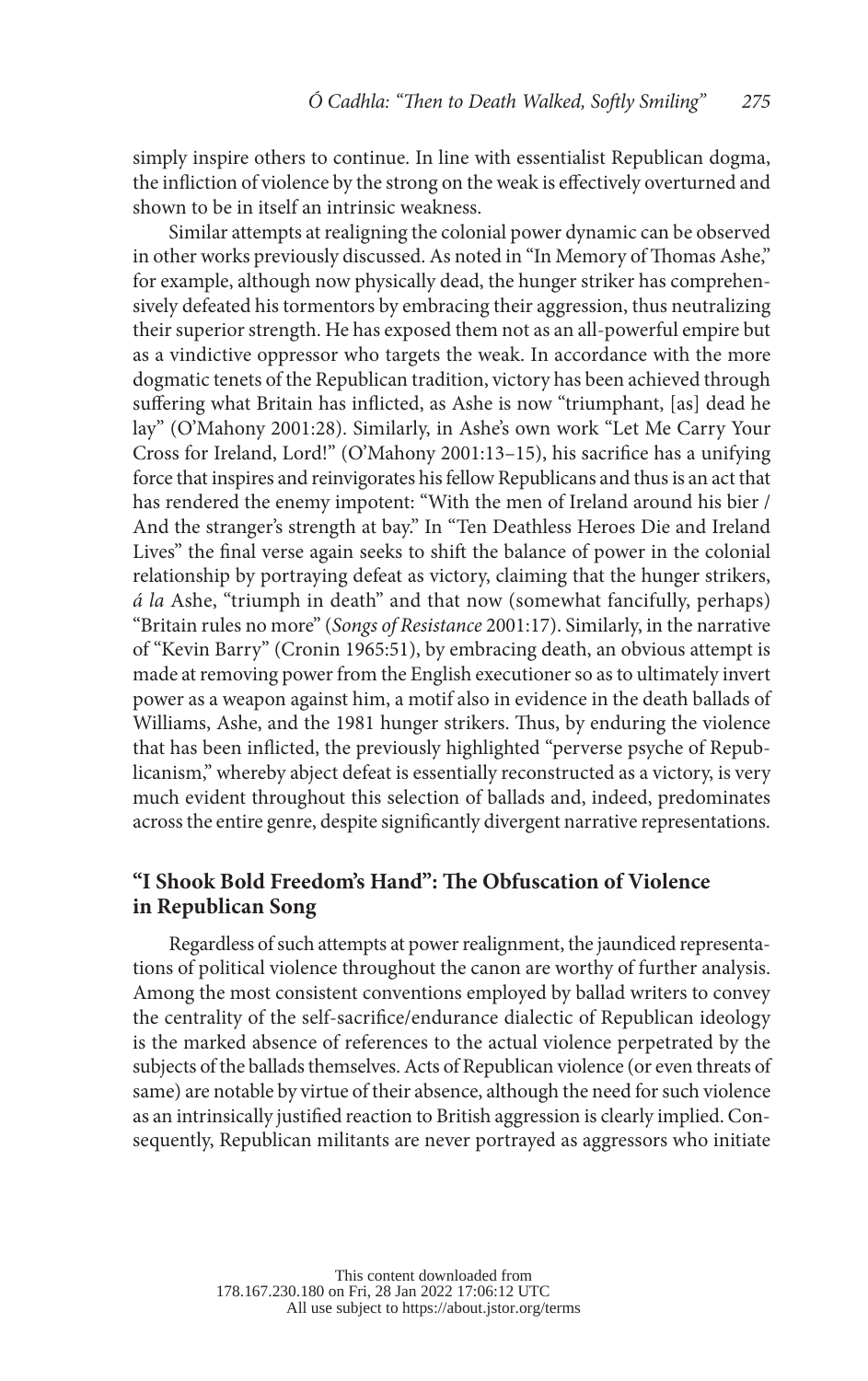simply inspire others to continue. In line with essentialist Republican dogma, the infliction of violence by the strong on the weak is effectively overturned and shown to be in itself an intrinsic weakness.

Similar attempts at realigning the colonial power dynamic can be observed in other works previously discussed. As noted in "In Memory of Thomas Ashe," for example, although now physically dead, the hunger striker has comprehensively defeated his tormentors by embracing their aggression, thus neutralizing their superior strength. He has exposed them not as an all-powerful empire but as a vindictive oppressor who targets the weak. In accordance with the more dogmatic tenets of the Republican tradition, victory has been achieved through suffering what Britain has inflicted, as Ashe is now "triumphant, [as] dead he lay" (O'Mahony 2001:28). Similarly, in Ashe's own work "Let Me Carry Your Cross for Ireland, Lord!" (O'Mahony 2001:13–15), his sacrifice has a unifying force that inspires and reinvigorates his fellow Republicans and thus is an act that has rendered the enemy impotent: "With the men of Ireland around his bier / And the stranger's strength at bay." In "Ten Deathless Heroes Die and Ireland Lives" the final verse again seeks to shift the balance of power in the colonial relationship by portraying defeat as victory, claiming that the hunger strikers, *á la* Ashe, "triumph in death" and that now (somewhat fancifully, perhaps) "Britain rules no more" (*Songs of Resistance* 2001:17). Similarly, in the narrative of "Kevin Barry" (Cronin 1965:51), by embracing death, an obvious attempt is made at removing power from the English executioner so as to ultimately invert power as a weapon against him, a motif also in evidence in the death ballads of Williams, Ashe, and the 1981 hunger strikers. Thus, by enduring the violence that has been inflicted, the previously highlighted "perverse psyche of Republicanism," whereby abject defeat is essentially reconstructed as a victory, is very much evident throughout this selection of ballads and, indeed, predominates across the entire genre, despite significantly divergent narrative representations.

## "I Shook Bold Freedom's Hand": The Obfuscation of Violence in Republican Song

Regardless of such attempts at power realignment, the jaundiced representations of political violence throughout the canon are worthy of further analysis. Among the most consistent conventions employed by ballad writers to convey the centrality of the self-sacrifice/endurance dialectic of Republican ideology is the marked absence of references to the actual violence perpetrated by the subjects of the ballads themselves. Acts of Republican violence (or even threats of same) are notable by virtue of their absence, although the need for such violence as an intrinsically justified reaction to British aggression is clearly implied. Consequently, Republican militants are never portrayed as aggressors who initiate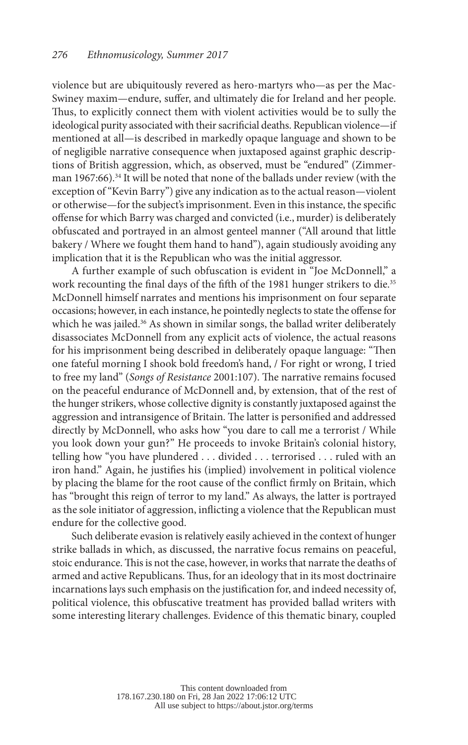violence but are ubiquitously revered as hero-martyrs who—as per the MacSwiney maxim—endure, suffer, and ultimately die for Ireland and her people. Thus, to explicitly connect them with violent activities would be to sully the ideological purity associated with their sacrificial deaths. Republican violence—if mentioned at all—is described in markedly opaque language and shown to be of negligible narrative consequence when juxtaposed against graphic descriptions of British aggression, which, as observed, must be "endured" (Zimmerman 1967:66).[34] It will be noted that none of the ballads under review (with the exception of "Kevin Barry") give any indication as to the actual reason—violent or otherwise—for the subject's imprisonment. Even in this instance, the specific offense for which Barry was charged and convicted (i.e., murder) is deliberately obfuscated and portrayed in an almost genteel manner ("All around that little bakery / Where we fought them hand to hand"), again studiously avoiding any implication that it is the Republican who was the initial aggressor.

A further example of such obfuscation is evident in "Joe McDonnell," a work recounting the final days of the fifth of the 1981 hunger strikers to die.[35] McDonnell himself narrates and mentions his imprisonment on four separate occasions; however, in each instance, he pointedly neglects to state the offense for which he was jailed.[36] As shown in similar songs, the ballad writer deliberately disassociates McDonnell from any explicit acts of violence, the actual reasons for his imprisonment being described in deliberately opaque language: "Then one fateful morning I shook bold freedom's hand, / For right or wrong, I tried to free my land" (*Songs of Resistance* 2001:107). The narrative remains focused on the peaceful endurance of McDonnell and, by extension, that of the rest of the hunger strikers, whose collective dignity is constantly juxtaposed against the aggression and intransigence of Britain. The latter is personified and addressed directly by McDonnell, who asks how "you dare to call me a terrorist / While you look down your gun?" He proceeds to invoke Britain's colonial history, telling how "you have plundered . . . divided . . . terrorised . . . ruled with an iron hand." Again, he justifies his (implied) involvement in political violence by placing the blame for the root cause of the conflict firmly on Britain, which has "brought this reign of terror to my land." As always, the latter is portrayed as the sole initiator of aggression, inflicting a violence that the Republican must endure for the collective good.

Such deliberate evasion is relatively easily achieved in the context of hunger strike ballads in which, as discussed, the narrative focus remains on peaceful, stoic endurance. This is not the case, however, in works that narrate the deaths of armed and active Republicans. Thus, for an ideology that in its most doctrinaire incarnations lays such emphasis on the justification for, and indeed necessity of, political violence, this obfuscative treatment has provided ballad writers with some interesting literary challenges. Evidence of this thematic binary, coupled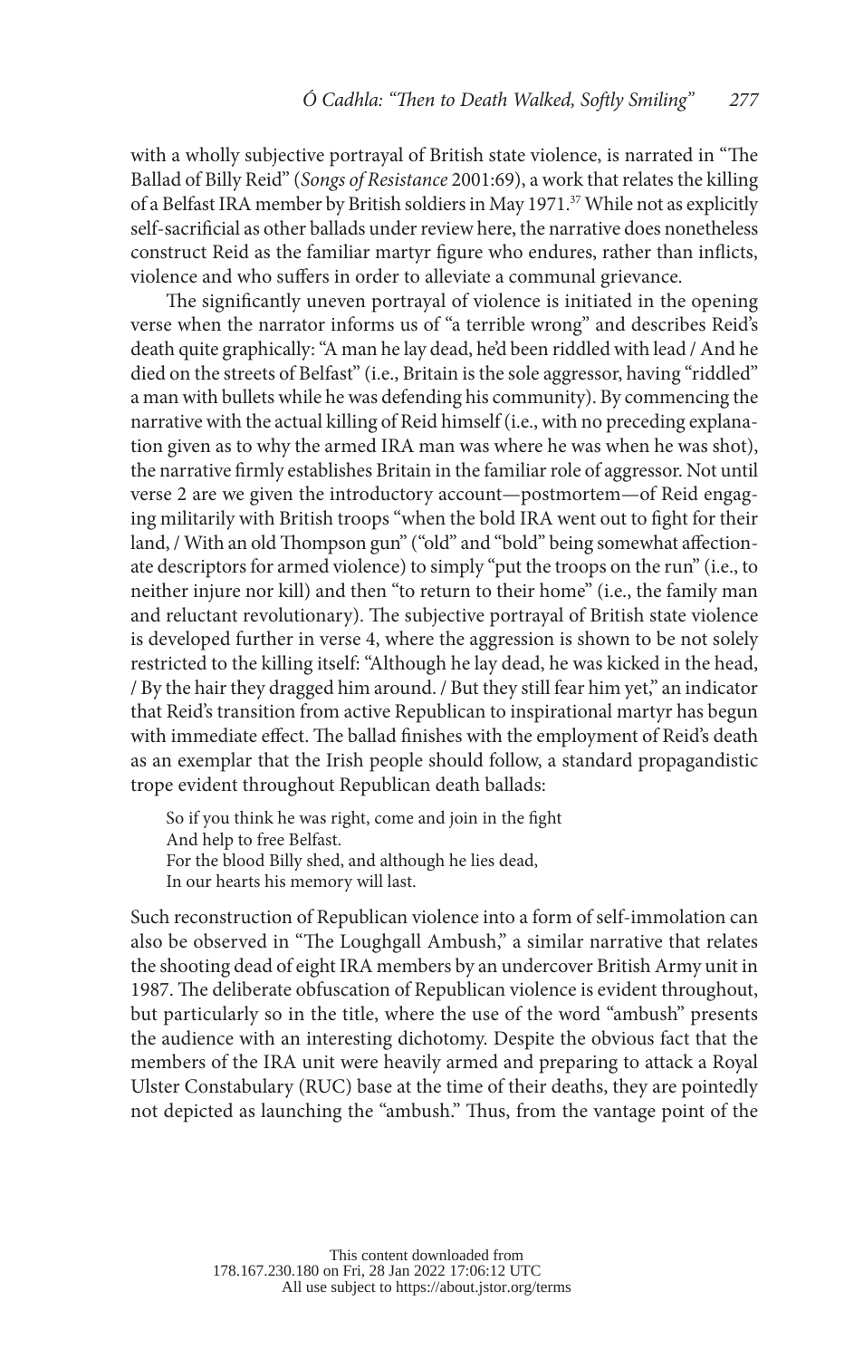with a wholly subjective portrayal of British state violence, is narrated in "The Ballad of Billy Reid" (*Songs of Resistance* 2001:69), a work that relates the killing of a Belfast IRA member by British soldiers in May 1971.[37] While not as explicitly self-sacrificial as other ballads under review here, the narrative does nonetheless construct Reid as the familiar martyr figure who endures, rather than inflicts, violence and who suffers in order to alleviate a communal grievance.

The significantly uneven portrayal of violence is initiated in the opening verse when the narrator informs us of "a terrible wrong" and describes Reid's death quite graphically: "A man he lay dead, he'd been riddled with lead / And he died on the streets of Belfast" (i.e., Britain is the sole aggressor, having "riddled" a man with bullets while he was defending his community). By commencing the narrative with the actual killing of Reid himself (i.e., with no preceding explanation given as to why the armed IRA man was where he was when he was shot), the narrative firmly establishes Britain in the familiar role of aggressor. Not until verse 2 are we given the introductory account—postmortem—of Reid engaging militarily with British troops "when the bold IRA went out to fight for their land, / With an old Thompson gun" ("old" and "bold" being somewhat affectionate descriptors for armed violence) to simply "put the troops on the run" (i.e., to neither injure nor kill) and then "to return to their home" (i.e., the family man and reluctant revolutionary). The subjective portrayal of British state violence is developed further in verse 4, where the aggression is shown to be not solely restricted to the killing itself: "Although he lay dead, he was kicked in the head, / By the hair they dragged him around. / But they still fear him yet," an indicator that Reid's transition from active Republican to inspirational martyr has begun with immediate effect. The ballad finishes with the employment of Reid's death as an exemplar that the Irish people should follow, a standard propagandistic trope evident throughout Republican death ballads:

> So if you think he was right, come and join in the fight
> And help to free Belfast.
> For the blood Billy shed, and although he lies dead,
> In our hearts his memory will last.

Such reconstruction of Republican violence into a form of self-immolation can also be observed in "The Loughgall Ambush," a similar narrative that relates the shooting dead of eight IRA members by an undercover British Army unit in 1987. The deliberate obfuscation of Republican violence is evident throughout, but particularly so in the title, where the use of the word "ambush" presents the audience with an interesting dichotomy. Despite the obvious fact that the members of the IRA unit were heavily armed and preparing to attack a Royal Ulster Constabulary (RUC) base at the time of their deaths, they are pointedly not depicted as launching the "ambush." Thus, from the vantage point of the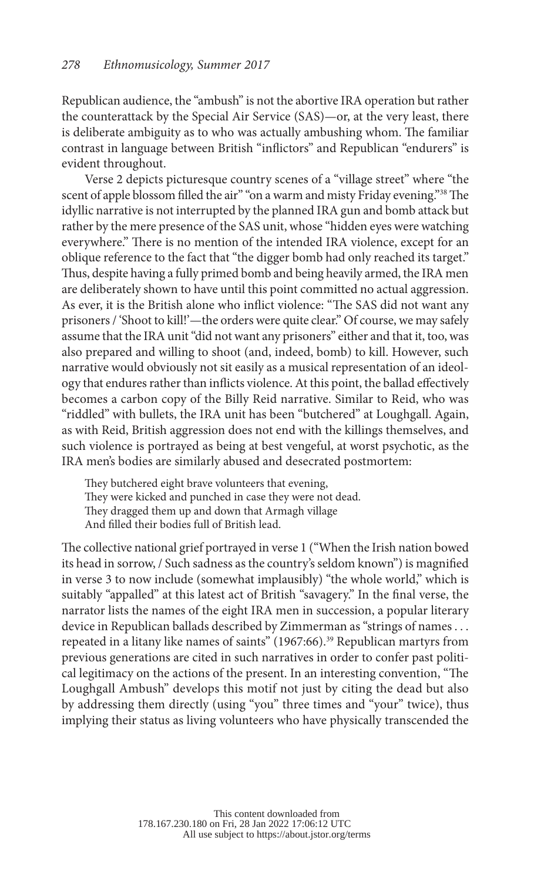Republican audience, the "ambush" is not the abortive IRA operation but rather the counterattack by the Special Air Service (SAS)—or, at the very least, there is deliberate ambiguity as to who was actually ambushing whom. The familiar contrast in language between British "inflictors" and Republican "endurers" is evident throughout.

Verse 2 depicts picturesque country scenes of a "village street" where "the scent of apple blossom filled the air" "on a warm and misty Friday evening."[38] The idyllic narrative is not interrupted by the planned IRA gun and bomb attack but rather by the mere presence of the SAS unit, whose "hidden eyes were watching everywhere." There is no mention of the intended IRA violence, except for an oblique reference to the fact that "the digger bomb had only reached its target." Thus, despite having a fully primed bomb and being heavily armed, the IRA men are deliberately shown to have until this point committed no actual aggression. As ever, it is the British alone who inflict violence: "The SAS did not want any prisoners / 'Shoot to kill!'—the orders were quite clear." Of course, we may safely assume that the IRA unit "did not want any prisoners" either and that it, too, was also prepared and willing to shoot (and, indeed, bomb) to kill. However, such narrative would obviously not sit easily as a musical representation of an ideology that endures rather than inflicts violence. At this point, the ballad effectively becomes a carbon copy of the Billy Reid narrative. Similar to Reid, who was "riddled" with bullets, the IRA unit has been "butchered" at Loughgall. Again, as with Reid, British aggression does not end with the killings themselves, and such violence is portrayed as being at best vengeful, at worst psychotic, as the IRA men's bodies are similarly abused and desecrated postmortem:

> They butchered eight brave volunteers that evening,
> They were kicked and punched in case they were not dead.
> They dragged them up and down that Armagh village
> And filled their bodies full of British lead.

The collective national grief portrayed in verse 1 ("When the Irish nation bowed its head in sorrow, / Such sadness as the country's seldom known") is magnified in verse 3 to now include (somewhat implausibly) "the whole world," which is suitably "appalled" at this latest act of British "savagery." In the final verse, the narrator lists the names of the eight IRA men in succession, a popular literary device in Republican ballads described by Zimmerman as "strings of names . . . repeated in a litany like names of saints" (1967:66).[39] Republican martyrs from previous generations are cited in such narratives in order to confer past political legitimacy on the actions of the present. In an interesting convention, "The Loughgall Ambush" develops this motif not just by citing the dead but also by addressing them directly (using "you" three times and "your" twice), thus implying their status as living volunteers who have physically transcended the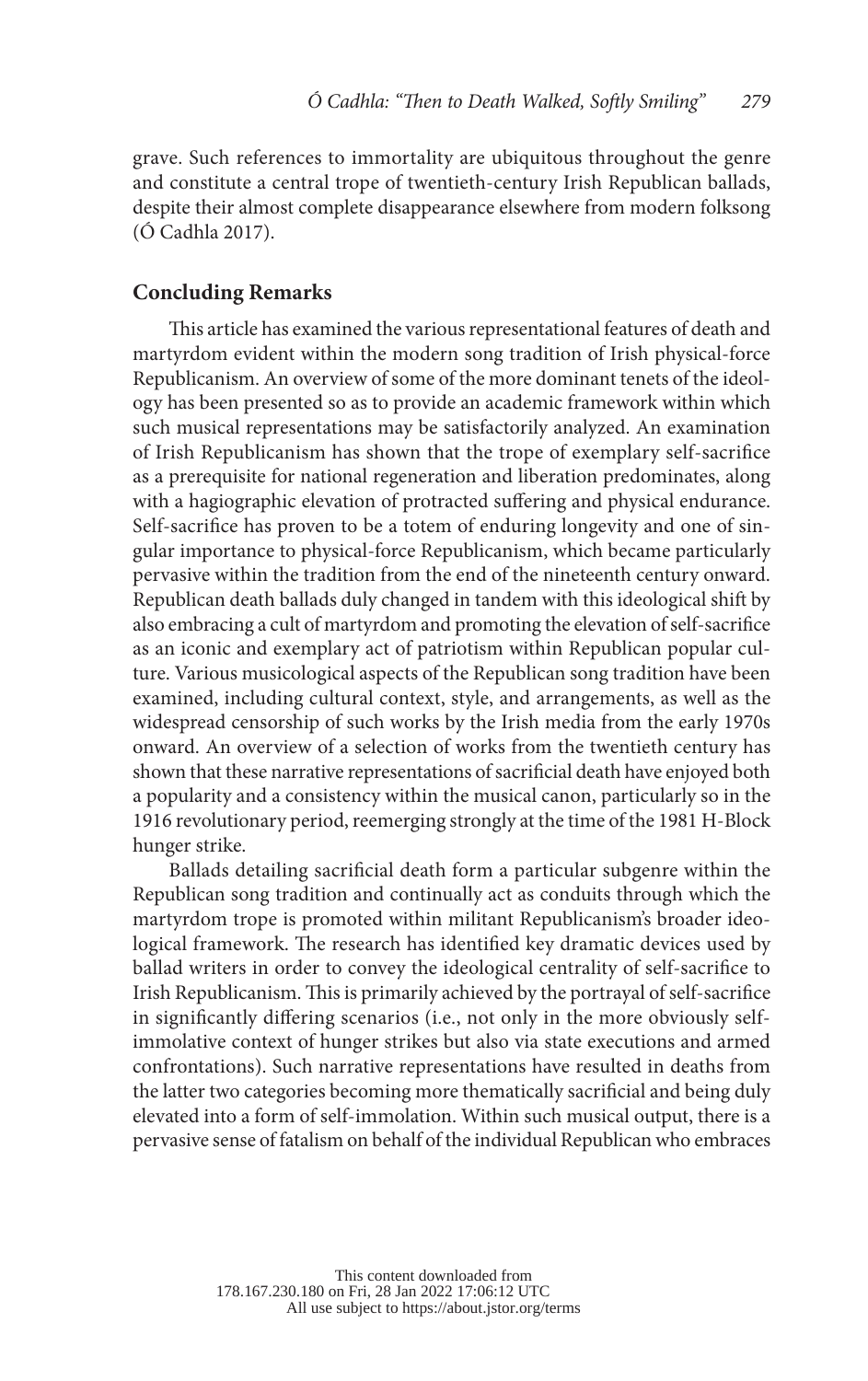grave. Such references to immortality are ubiquitous throughout the genre and constitute a central trope of twentieth-century Irish Republican ballads, despite their almost complete disappearance elsewhere from modern folksong (Ó Cadhla 2017).

## Concluding Remarks

This article has examined the various representational features of death and martyrdom evident within the modern song tradition of Irish physical-force Republicanism. An overview of some of the more dominant tenets of the ideology has been presented so as to provide an academic framework within which such musical representations may be satisfactorily analyzed. An examination of Irish Republicanism has shown that the trope of exemplary self-sacrifice as a prerequisite for national regeneration and liberation predominates, along with a hagiographic elevation of protracted suffering and physical endurance. Self-sacrifice has proven to be a totem of enduring longevity and one of singular importance to physical-force Republicanism, which became particularly pervasive within the tradition from the end of the nineteenth century onward. Republican death ballads duly changed in tandem with this ideological shift by also embracing a cult of martyrdom and promoting the elevation of self-sacrifice as an iconic and exemplary act of patriotism within Republican popular culture. Various musicological aspects of the Republican song tradition have been examined, including cultural context, style, and arrangements, as well as the widespread censorship of such works by the Irish media from the early 1970s onward. An overview of a selection of works from the twentieth century has shown that these narrative representations of sacrificial death have enjoyed both a popularity and a consistency within the musical canon, particularly so in the 1916 revolutionary period, reemerging strongly at the time of the 1981 H-Block hunger strike.

Ballads detailing sacrificial death form a particular subgenre within the Republican song tradition and continually act as conduits through which the martyrdom trope is promoted within militant Republicanism's broader ideological framework. The research has identified key dramatic devices used by ballad writers in order to convey the ideological centrality of self-sacrifice to Irish Republicanism. This is primarily achieved by the portrayal of self-sacrifice in significantly differing scenarios (i.e., not only in the more obviously self-immolative context of hunger strikes but also via state executions and armed confrontations). Such narrative representations have resulted in deaths from the latter two categories becoming more thematically sacrificial and being duly elevated into a form of self-immolation. Within such musical output, there is a pervasive sense of fatalism on behalf of the individual Republican who embraces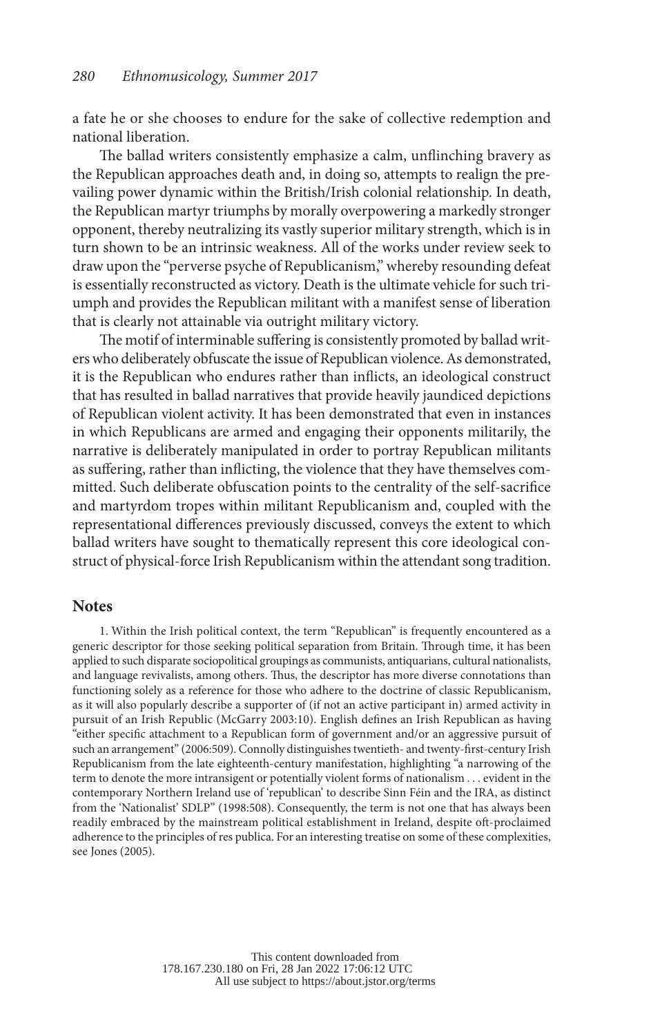a fate he or she chooses to endure for the sake of collective redemption and national liberation.

The ballad writers consistently emphasize a calm, unflinching bravery as the Republican approaches death and, in doing so, attempts to realign the prevailing power dynamic within the British/Irish colonial relationship. In death, the Republican martyr triumphs by morally overpowering a markedly stronger opponent, thereby neutralizing its vastly superior military strength, which is in turn shown to be an intrinsic weakness. All of the works under review seek to draw upon the "perverse psyche of Republicanism," whereby resounding defeat is essentially reconstructed as victory. Death is the ultimate vehicle for such triumph and provides the Republican militant with a manifest sense of liberation that is clearly not attainable via outright military victory.

The motif of interminable suffering is consistently promoted by ballad writers who deliberately obfuscate the issue of Republican violence. As demonstrated, it is the Republican who endures rather than inflicts, an ideological construct that has resulted in ballad narratives that provide heavily jaundiced depictions of Republican violent activity. It has been demonstrated that even in instances in which Republicans are armed and engaging their opponents militarily, the narrative is deliberately manipulated in order to portray Republican militants as suffering, rather than inflicting, the violence that they have themselves committed. Such deliberate obfuscation points to the centrality of the self-sacrifice and martyrdom tropes within militant Republicanism and, coupled with the representational differences previously discussed, conveys the extent to which ballad writers have sought to thematically represent this core ideological construct of physical-force Irish Republicanism within the attendant song tradition.

## Notes

1. Within the Irish political context, the term "Republican" is frequently encountered as a generic descriptor for those seeking political separation from Britain. Through time, it has been applied to such disparate sociopolitical groupings as communists, antiquarians, cultural nationalists, and language revivalists, among others. Thus, the descriptor has more diverse connotations than functioning solely as a reference for those who adhere to the doctrine of classic Republicanism, as it will also popularly describe a supporter of (if not an active participant in) armed activity in pursuit of an Irish Republic (McGarry 2003:10). English defines an Irish Republican as having "either specific attachment to a Republican form of government and/or an aggressive pursuit of such an arrangement" (2006:509). Connolly distinguishes twentieth- and twenty-first-century Irish Republicanism from the late eighteenth-century manifestation, highlighting "a narrowing of the term to denote the more intransigent or potentially violent forms of nationalism . . . evident in the contemporary Northern Ireland use of 'republican' to describe Sinn Féin and the IRA, as distinct from the 'Nationalist' SDLP" (1998:508). Consequently, the term is not one that has always been readily embraced by the mainstream political establishment in Ireland, despite oft-proclaimed adherence to the principles of res publica. For an interesting treatise on some of these complexities, see Jones (2005).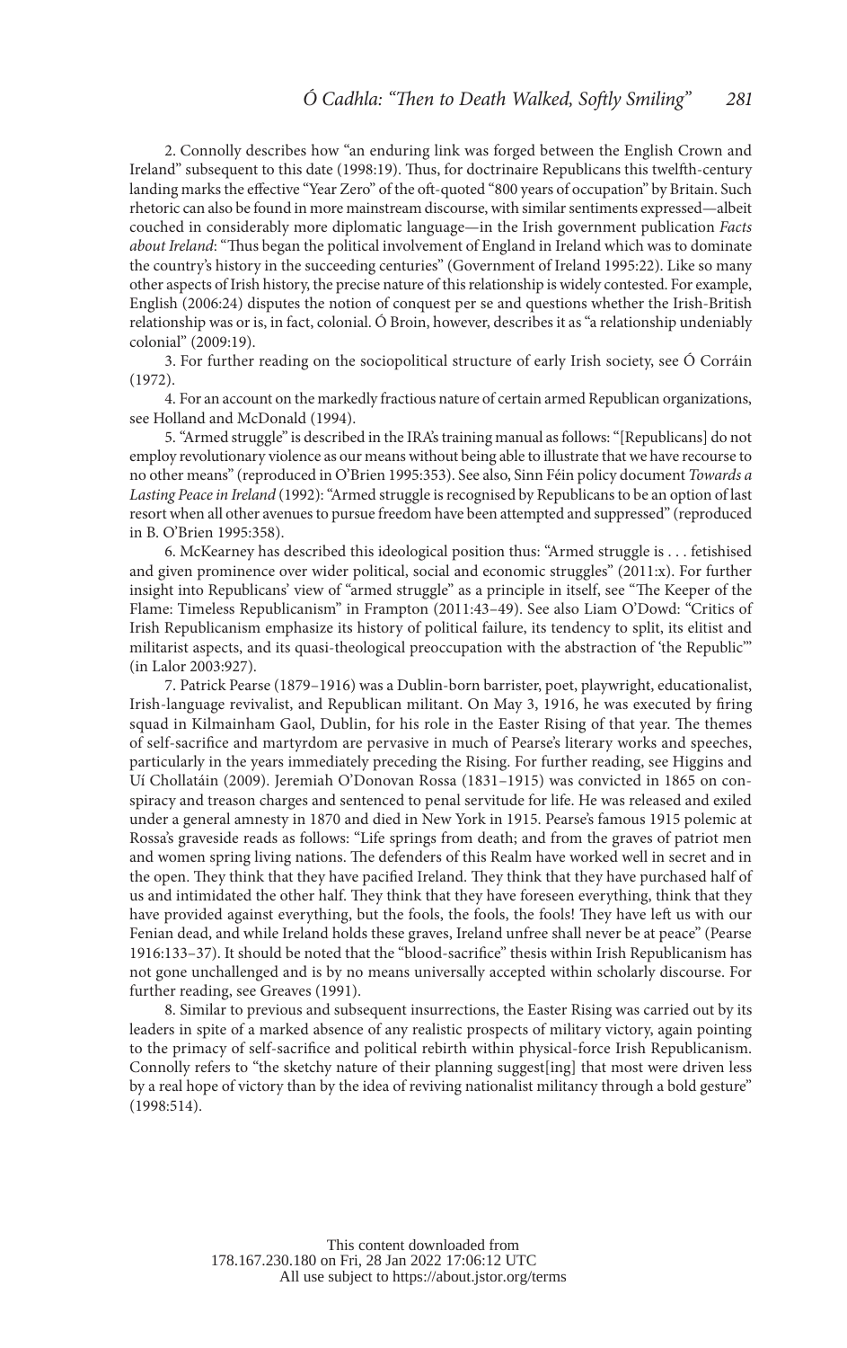2. Connolly describes how "an enduring link was forged between the English Crown and Ireland" subsequent to this date (1998:19). Thus, for doctrinaire Republicans this twelfth-century landing marks the effective "Year Zero" of the oft-quoted "800 years of occupation" by Britain. Such rhetoric can also be found in more mainstream discourse, with similar sentiments expressed—albeit couched in considerably more diplomatic language—in the Irish government publication *Facts about Ireland*: "Thus began the political involvement of England in Ireland which was to dominate the country's history in the succeeding centuries" (Government of Ireland 1995:22). Like so many other aspects of Irish history, the precise nature of this relationship is widely contested. For example, English (2006:24) disputes the notion of conquest per se and questions whether the Irish-British relationship was or is, in fact, colonial. Ó Broin, however, describes it as "a relationship undeniably colonial" (2009:19).

3. For further reading on the sociopolitical structure of early Irish society, see Ó Corráin (1972).

4. For an account on the markedly fractious nature of certain armed Republican organizations, see Holland and McDonald (1994).

5. "Armed struggle" is described in the IRA's training manual as follows: "[Republicans] do not employ revolutionary violence as our means without being able to illustrate that we have recourse to no other means" (reproduced in O'Brien 1995:353). See also, Sinn Féin policy document *Towards a Lasting Peace in Ireland* (1992): "Armed struggle is recognised by Republicans to be an option of last resort when all other avenues to pursue freedom have been attempted and suppressed" (reproduced in B. O'Brien 1995:358).

6. McKearney has described this ideological position thus: "Armed struggle is . . . fetishised and given prominence over wider political, social and economic struggles" (2011:x). For further insight into Republicans' view of "armed struggle" as a principle in itself, see "The Keeper of the Flame: Timeless Republicanism" in Frampton (2011:43–49). See also Liam O'Dowd: "Critics of Irish Republicanism emphasize its history of political failure, its tendency to split, its elitist and militarist aspects, and its quasi-theological preoccupation with the abstraction of 'the Republic'" (in Lalor 2003:927).

7. Patrick Pearse (1879–1916) was a Dublin-born barrister, poet, playwright, educationalist, Irish-language revivalist, and Republican militant. On May 3, 1916, he was executed by firing squad in Kilmainham Gaol, Dublin, for his role in the Easter Rising of that year. The themes of self-sacrifice and martyrdom are pervasive in much of Pearse's literary works and speeches, particularly in the years immediately preceding the Rising. For further reading, see Higgins and Uí Chollatáin (2009). Jeremiah O'Donovan Rossa (1831–1915) was convicted in 1865 on conspiracy and treason charges and sentenced to penal servitude for life. He was released and exiled under a general amnesty in 1870 and died in New York in 1915. Pearse's famous 1915 polemic at Rossa's graveside reads as follows: "Life springs from death; and from the graves of patriot men and women spring living nations. The defenders of this Realm have worked well in secret and in the open. They think that they have pacified Ireland. They think that they have purchased half of us and intimidated the other half. They think that they have foreseen everything, think that they have provided against everything, but the fools, the fools, the fools! They have left us with our Fenian dead, and while Ireland holds these graves, Ireland unfree shall never be at peace" (Pearse 1916:133–37). It should be noted that the "blood-sacrifice" thesis within Irish Republicanism has not gone unchallenged and is by no means universally accepted within scholarly discourse. For further reading, see Greaves (1991).

8. Similar to previous and subsequent insurrections, the Easter Rising was carried out by its leaders in spite of a marked absence of any realistic prospects of military victory, again pointing to the primacy of self-sacrifice and political rebirth within physical-force Irish Republicanism. Connolly refers to "the sketchy nature of their planning suggest[ing] that most were driven less by a real hope of victory than by the idea of reviving nationalist militancy through a bold gesture" (1998:514).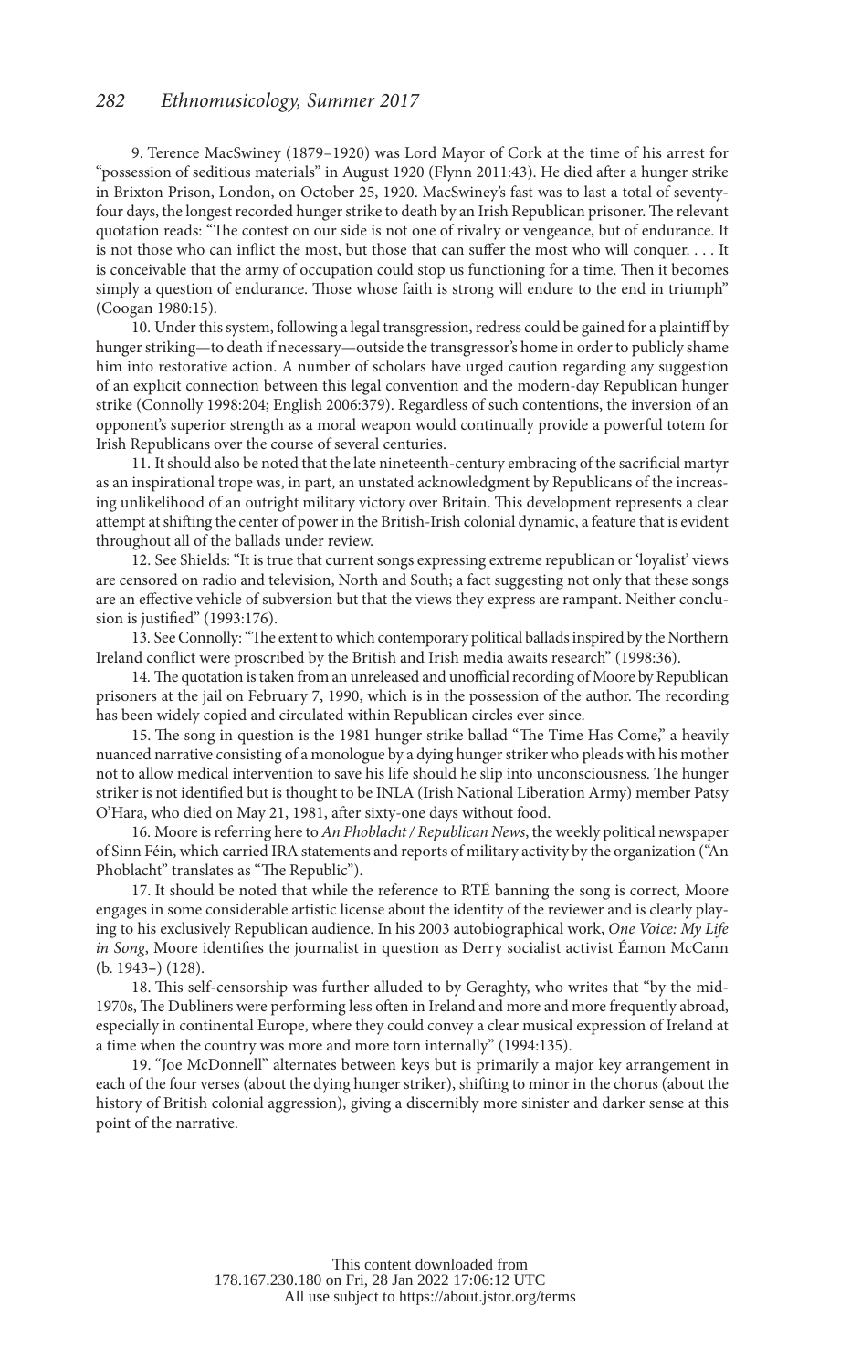9. Terence MacSwiney (1879–1920) was Lord Mayor of Cork at the time of his arrest for "possession of seditious materials" in August 1920 (Flynn 2011:43). He died after a hunger strike in Brixton Prison, London, on October 25, 1920. MacSwiney's fast was to last a total of seventy-four days, the longest recorded hunger strike to death by an Irish Republican prisoner. The relevant quotation reads: "The contest on our side is not one of rivalry or vengeance, but of endurance. It is not those who can inflict the most, but those that can suffer the most who will conquer. . . . It is conceivable that the army of occupation could stop us functioning for a time. Then it becomes simply a question of endurance. Those whose faith is strong will endure to the end in triumph" (Coogan 1980:15).

10. Under this system, following a legal transgression, redress could be gained for a plaintiff by hunger striking—to death if necessary—outside the transgressor's home in order to publicly shame him into restorative action. A number of scholars have urged caution regarding any suggestion of an explicit connection between this legal convention and the modern-day Republican hunger strike (Connolly 1998:204; English 2006:379). Regardless of such contentions, the inversion of an opponent's superior strength as a moral weapon would continually provide a powerful totem for Irish Republicans over the course of several centuries.

11. It should also be noted that the late nineteenth-century embracing of the sacrificial martyr as an inspirational trope was, in part, an unstated acknowledgment by Republicans of the increasing unlikelihood of an outright military victory over Britain. This development represents a clear attempt at shifting the center of power in the British-Irish colonial dynamic, a feature that is evident throughout all of the ballads under review.

12. See Shields: "It is true that current songs expressing extreme republican or 'loyalist' views are censored on radio and television, North and South; a fact suggesting not only that these songs are an effective vehicle of subversion but that the views they express are rampant. Neither conclusion is justified" (1993:176).

13. See Connolly: "The extent to which contemporary political ballads inspired by the Northern Ireland conflict were proscribed by the British and Irish media awaits research" (1998:36).

14. The quotation is taken from an unreleased and unofficial recording of Moore by Republican prisoners at the jail on February 7, 1990, which is in the possession of the author. The recording has been widely copied and circulated within Republican circles ever since.

15. The song in question is the 1981 hunger strike ballad "The Time Has Come," a heavily nuanced narrative consisting of a monologue by a dying hunger striker who pleads with his mother not to allow medical intervention to save his life should he slip into unconsciousness. The hunger striker is not identified but is thought to be INLA (Irish National Liberation Army) member Patsy O'Hara, who died on May 21, 1981, after sixty-one days without food.

16. Moore is referring here to *An Phoblacht / Republican News*, the weekly political newspaper of Sinn Féin, which carried IRA statements and reports of military activity by the organization ("An Phoblacht" translates as "The Republic").

17. It should be noted that while the reference to RTÉ banning the song is correct, Moore engages in some considerable artistic license about the identity of the reviewer and is clearly playing to his exclusively Republican audience. In his 2003 autobiographical work, *One Voice: My Life in Song*, Moore identifies the journalist in question as Derry socialist activist Éamon McCann (b. 1943–) (128).

18. This self-censorship was further alluded to by Geraghty, who writes that "by the mid-1970s, The Dubliners were performing less often in Ireland and more and more frequently abroad, especially in continental Europe, where they could convey a clear musical expression of Ireland at a time when the country was more and more torn internally" (1994:135).

19. "Joe McDonnell" alternates between keys but is primarily a major key arrangement in each of the four verses (about the dying hunger striker), shifting to minor in the chorus (about the history of British colonial aggression), giving a discernibly more sinister and darker sense at this point of the narrative.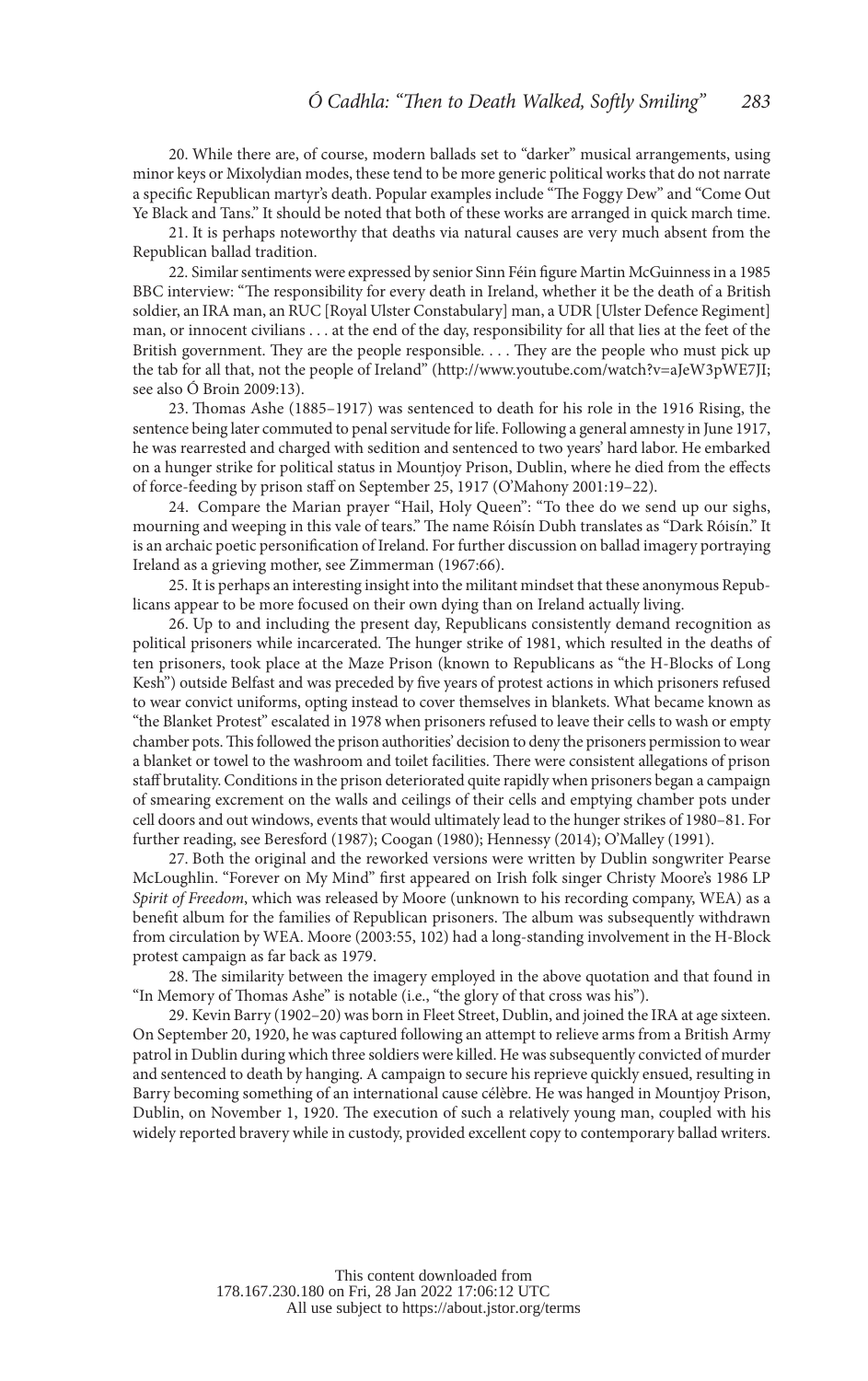20. While there are, of course, modern ballads set to "darker" musical arrangements, using minor keys or Mixolydian modes, these tend to be more generic political works that do not narrate a specific Republican martyr's death. Popular examples include "The Foggy Dew" and "Come Out Ye Black and Tans." It should be noted that both of these works are arranged in quick march time.

21. It is perhaps noteworthy that deaths via natural causes are very much absent from the Republican ballad tradition.

22. Similar sentiments were expressed by senior Sinn Féin figure Martin McGuinness in a 1985 BBC interview: "The responsibility for every death in Ireland, whether it be the death of a British soldier, an IRA man, an RUC [Royal Ulster Constabulary] man, a UDR [Ulster Defence Regiment] man, or innocent civilians . . . at the end of the day, responsibility for all that lies at the feet of the British government. They are the people responsible. . . . They are the people who must pick up the tab for all that, not the people of Ireland" (http://www.youtube.com/watch?v=aJeW3pWE7JI; see also Ó Broin 2009:13).

23. Thomas Ashe (1885–1917) was sentenced to death for his role in the 1916 Rising, the sentence being later commuted to penal servitude for life. Following a general amnesty in June 1917, he was rearrested and charged with sedition and sentenced to two years' hard labor. He embarked on a hunger strike for political status in Mountjoy Prison, Dublin, where he died from the effects of force-feeding by prison staff on September 25, 1917 (O'Mahony 2001:19–22).

24. Compare the Marian prayer "Hail, Holy Queen": "To thee do we send up our sighs, mourning and weeping in this vale of tears." The name Róisín Dubh translates as "Dark Róisín." It is an archaic poetic personification of Ireland. For further discussion on ballad imagery portraying Ireland as a grieving mother, see Zimmerman (1967:66).

25. It is perhaps an interesting insight into the militant mindset that these anonymous Republicans appear to be more focused on their own dying than on Ireland actually living.

26. Up to and including the present day, Republicans consistently demand recognition as political prisoners while incarcerated. The hunger strike of 1981, which resulted in the deaths of ten prisoners, took place at the Maze Prison (known to Republicans as "the H-Blocks of Long Kesh") outside Belfast and was preceded by five years of protest actions in which prisoners refused to wear convict uniforms, opting instead to cover themselves in blankets. What became known as "the Blanket Protest" escalated in 1978 when prisoners refused to leave their cells to wash or empty chamber pots. This followed the prison authorities' decision to deny the prisoners permission to wear a blanket or towel to the washroom and toilet facilities. There were consistent allegations of prison staff brutality. Conditions in the prison deteriorated quite rapidly when prisoners began a campaign of smearing excrement on the walls and ceilings of their cells and emptying chamber pots under cell doors and out windows, events that would ultimately lead to the hunger strikes of 1980–81. For further reading, see Beresford (1987); Coogan (1980); Hennessy (2014); O'Malley (1991).

27. Both the original and the reworked versions were written by Dublin songwriter Pearse McLoughlin. "Forever on My Mind" first appeared on Irish folk singer Christy Moore's 1986 LP *Spirit of Freedom*, which was released by Moore (unknown to his recording company, WEA) as a benefit album for the families of Republican prisoners. The album was subsequently withdrawn from circulation by WEA. Moore (2003:55, 102) had a long-standing involvement in the H-Block protest campaign as far back as 1979.

28. The similarity between the imagery employed in the above quotation and that found in "In Memory of Thomas Ashe" is notable (i.e., "the glory of that cross was his").

29. Kevin Barry (1902–20) was born in Fleet Street, Dublin, and joined the IRA at age sixteen. On September 20, 1920, he was captured following an attempt to relieve arms from a British Army patrol in Dublin during which three soldiers were killed. He was subsequently convicted of murder and sentenced to death by hanging. A campaign to secure his reprieve quickly ensued, resulting in Barry becoming something of an international cause célèbre. He was hanged in Mountjoy Prison, Dublin, on November 1, 1920. The execution of such a relatively young man, coupled with his widely reported bravery while in custody, provided excellent copy to contemporary ballad writers.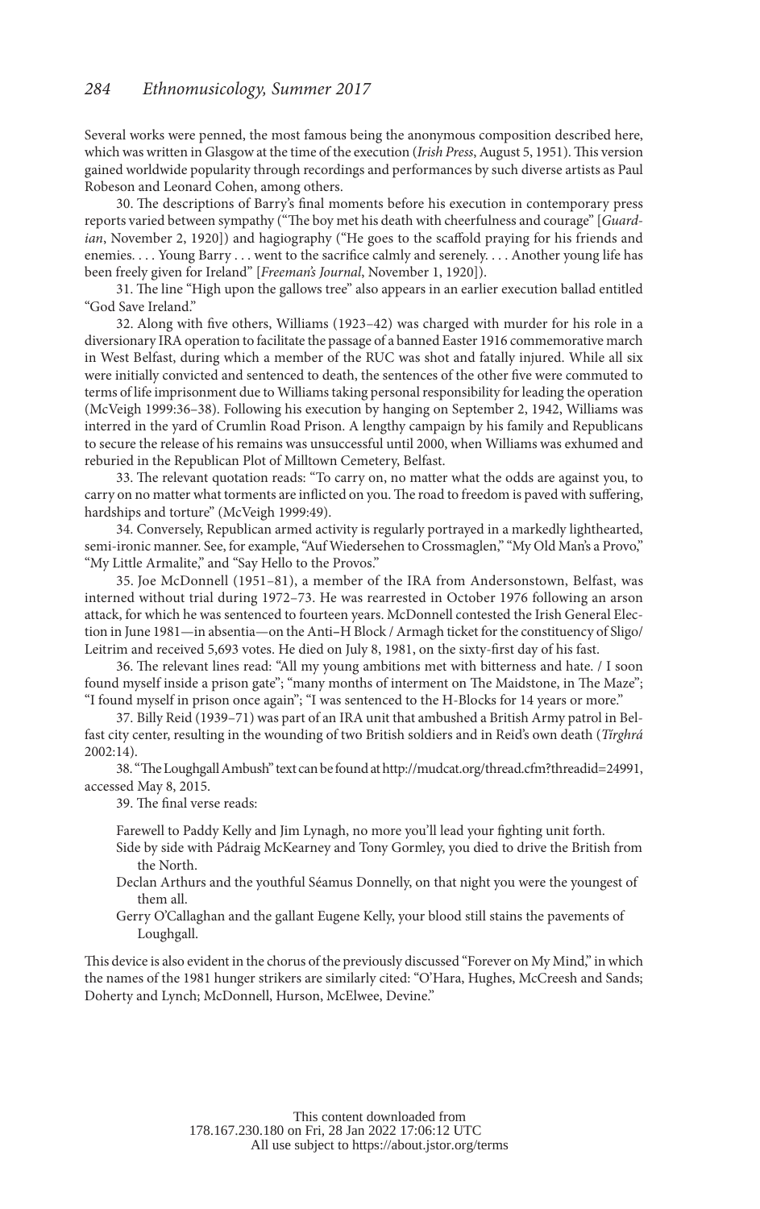Several works were penned, the most famous being the anonymous composition described here, which was written in Glasgow at the time of the execution (*Irish Press*, August 5, 1951). This version gained worldwide popularity through recordings and performances by such diverse artists as Paul Robeson and Leonard Cohen, among others.

30. The descriptions of Barry's final moments before his execution in contemporary press reports varied between sympathy ("The boy met his death with cheerfulness and courage" [*Guardian*, November 2, 1920]) and hagiography ("He goes to the scaffold praying for his friends and enemies. . . . Young Barry . . . went to the sacrifice calmly and serenely. . . . Another young life has been freely given for Ireland" [*Freeman's Journal*, November 1, 1920]).

31. The line "High upon the gallows tree" also appears in an earlier execution ballad entitled "God Save Ireland."

32. Along with five others, Williams (1923–42) was charged with murder for his role in a diversionary IRA operation to facilitate the passage of a banned Easter 1916 commemorative march in West Belfast, during which a member of the RUC was shot and fatally injured. While all six were initially convicted and sentenced to death, the sentences of the other five were commuted to terms of life imprisonment due to Williams taking personal responsibility for leading the operation (McVeigh 1999:36–38). Following his execution by hanging on September 2, 1942, Williams was interred in the yard of Crumlin Road Prison. A lengthy campaign by his family and Republicans to secure the release of his remains was unsuccessful until 2000, when Williams was exhumed and reburied in the Republican Plot of Milltown Cemetery, Belfast.

33. The relevant quotation reads: "To carry on, no matter what the odds are against you, to carry on no matter what torments are inflicted on you. The road to freedom is paved with suffering, hardships and torture" (McVeigh 1999:49).

34. Conversely, Republican armed activity is regularly portrayed in a markedly lighthearted, semi-ironic manner. See, for example, "Auf Wiedersehen to Crossmaglen," "My Old Man's a Provo," "My Little Armalite," and "Say Hello to the Provos."

35. Joe McDonnell (1951–81), a member of the IRA from Andersonstown, Belfast, was interned without trial during 1972–73. He was rearrested in October 1976 following an arson attack, for which he was sentenced to fourteen years. McDonnell contested the Irish General Election in June 1981—in absentia—on the Anti–H Block / Armagh ticket for the constituency of Sligo/Leitrim and received 5,693 votes. He died on July 8, 1981, on the sixty-first day of his fast.

36. The relevant lines read: "All my young ambitions met with bitterness and hate. / I soon found myself inside a prison gate"; "many months of interment on The Maidstone, in The Maze"; "I found myself in prison once again"; "I was sentenced to the H-Blocks for 14 years or more."

37. Billy Reid (1939–71) was part of an IRA unit that ambushed a British Army patrol in Belfast city center, resulting in the wounding of two British soldiers and in Reid's own death (*Tírghrá* 2002:14).

38. "The Loughgall Ambush" text can be found at http://mudcat.org/thread.cfm?threadid=24991, accessed May 8, 2015.

39. The final verse reads:

> Farewell to Paddy Kelly and Jim Lynagh, no more you'll lead your fighting unit forth.
> Side by side with Pádraig McKearney and Tony Gormley, you died to drive the British from the North.
> Declan Arthurs and the youthful Séamus Donnelly, on that night you were the youngest of them all.
> Gerry O'Callaghan and the gallant Eugene Kelly, your blood still stains the pavements of Loughgall.

This device is also evident in the chorus of the previously discussed "Forever on My Mind," in which the names of the 1981 hunger strikers are similarly cited: "O'Hara, Hughes, McCreesh and Sands; Doherty and Lynch; McDonnell, Hurson, McElwee, Devine."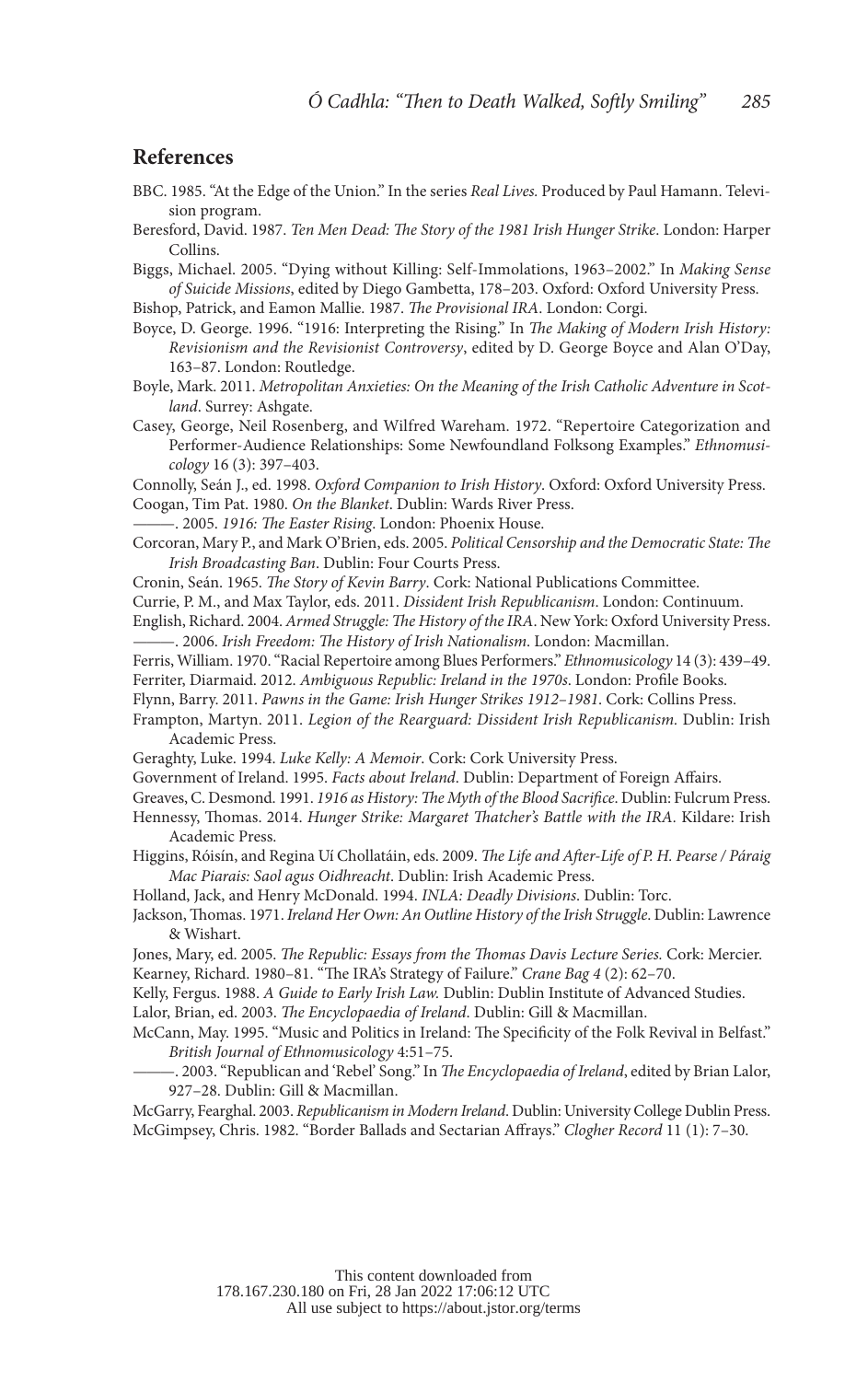## References

BBC. 1985. "At the Edge of the Union." In the series *Real Lives.* Produced by Paul Hamann. Television program.

Beresford, David. 1987. *Ten Men Dead: The Story of the 1981 Irish Hunger Strike*. London: Harper Collins.

Biggs, Michael. 2005. "Dying without Killing: Self-Immolations, 1963–2002." In *Making Sense of Suicide Missions*, edited by Diego Gambetta, 178–203. Oxford: Oxford University Press.

Bishop, Patrick, and Eamon Mallie. 1987. *The Provisional IRA*. London: Corgi.

Boyce, D. George. 1996. "1916: Interpreting the Rising." In *The Making of Modern Irish History: Revisionism and the Revisionist Controversy*, edited by D. George Boyce and Alan O'Day, 163–87. London: Routledge.

Boyle, Mark. 2011. *Metropolitan Anxieties: On the Meaning of the Irish Catholic Adventure in Scotland*. Surrey: Ashgate.

Casey, George, Neil Rosenberg, and Wilfred Wareham. 1972. "Repertoire Categorization and Performer-Audience Relationships: Some Newfoundland Folksong Examples." *Ethnomusicology* 16 (3): 397–403.

Connolly, Seán J., ed. 1998. *Oxford Companion to Irish History*. Oxford: Oxford University Press.

Coogan, Tim Pat. 1980. *On the Blanket*. Dublin: Wards River Press.

———. 2005. *1916: The Easter Rising*. London: Phoenix House.

Corcoran, Mary P., and Mark O'Brien, eds. 2005. *Political Censorship and the Democratic State: The Irish Broadcasting Ban*. Dublin: Four Courts Press.

Cronin, Seán. 1965. *The Story of Kevin Barry*. Cork: National Publications Committee.

Currie, P. M., and Max Taylor, eds. 2011. *Dissident Irish Republicanism*. London: Continuum.

English, Richard. 2004. *Armed Struggle: The History of the IRA*. New York: Oxford University Press.

———. 2006. *Irish Freedom: The History of Irish Nationalism*. London: Macmillan.

Ferris, William. 1970. "Racial Repertoire among Blues Performers." *Ethnomusicology* 14 (3): 439–49.

Ferriter, Diarmaid. 2012. *Ambiguous Republic: Ireland in the 1970s*. London: Profile Books.

Flynn, Barry. 2011. *Pawns in the Game: Irish Hunger Strikes 1912–1981*. Cork: Collins Press.

Frampton, Martyn. 2011. *Legion of the Rearguard: Dissident Irish Republicanism.* Dublin: Irish Academic Press.

Geraghty, Luke. 1994. *Luke Kelly: A Memoir*. Cork: Cork University Press.

Government of Ireland. 1995. *Facts about Ireland*. Dublin: Department of Foreign Affairs.

Greaves, C. Desmond. 1991. *1916 as History: The Myth of the Blood Sacrifice*. Dublin: Fulcrum Press.

Hennessy, Thomas. 2014. *Hunger Strike: Margaret Thatcher's Battle with the IRA*. Kildare: Irish Academic Press.

Higgins, Róisín, and Regina Uí Chollatáin, eds. 2009. *The Life and After-Life of P. H. Pearse / Páraig Mac Piarais: Saol agus Oidhreacht*. Dublin: Irish Academic Press.

Holland, Jack, and Henry McDonald. 1994. *INLA: Deadly Divisions*. Dublin: Torc.

Jackson, Thomas. 1971. *Ireland Her Own: An Outline History of the Irish Struggle*. Dublin: Lawrence & Wishart.

Jones, Mary, ed. 2005. *The Republic: Essays from the Thomas Davis Lecture Series.* Cork: Mercier.

Kearney, Richard. 1980–81. "The IRA's Strategy of Failure." *Crane Bag 4* (2): 62–70.

Kelly, Fergus. 1988. *A Guide to Early Irish Law*. Dublin: Dublin Institute of Advanced Studies.

Lalor, Brian, ed. 2003. *The Encyclopaedia of Ireland*. Dublin: Gill & Macmillan.

McCann, May. 1995. "Music and Politics in Ireland: The Specificity of the Folk Revival in Belfast." *British Journal of Ethnomusicology* 4:51–75.

———. 2003. "Republican and 'Rebel' Song." In *The Encyclopaedia of Ireland*, edited by Brian Lalor, 927–28. Dublin: Gill & Macmillan.

McGarry, Fearghal. 2003. *Republicanism in Modern Ireland*. Dublin: University College Dublin Press.

McGimpsey, Chris. 1982. "Border Ballads and Sectarian Affrays." *Clogher Record* 11 (1): 7–30.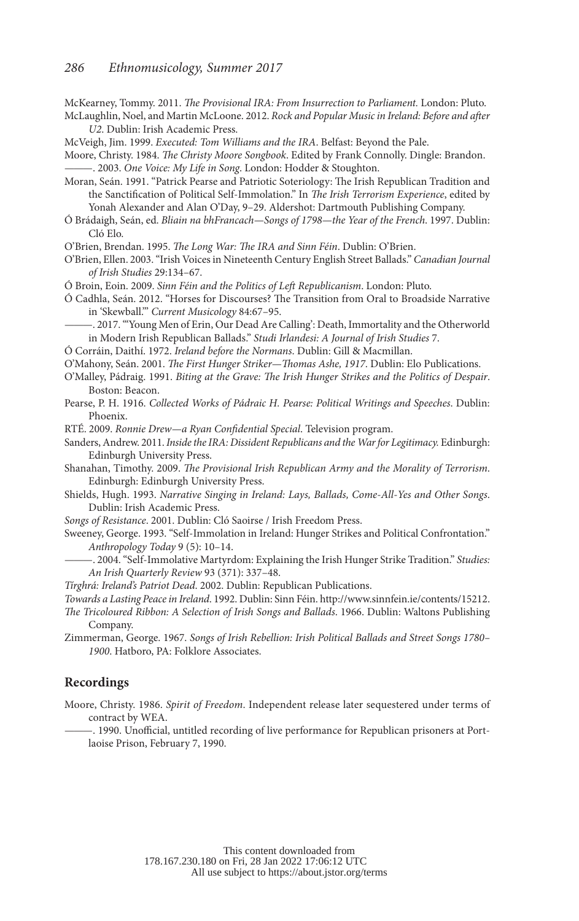McKearney, Tommy. 2011. *The Provisional IRA: From Insurrection to Parliament.* London: Pluto.

McLaughlin, Noel, and Martin McLoone. 2012. *Rock and Popular Music in Ireland: Before and after U2.* Dublin: Irish Academic Press.

McVeigh, Jim. 1999. *Executed: Tom Williams and the IRA*. Belfast: Beyond the Pale.

Moore, Christy. 1984. *The Christy Moore Songbook*. Edited by Frank Connolly. Dingle: Brandon.

———. 2003. *One Voice: My Life in Song*. London: Hodder & Stoughton.

Moran, Seán. 1991. "Patrick Pearse and Patriotic Soteriology: The Irish Republican Tradition and the Sanctification of Political Self-Immolation." In *The Irish Terrorism Experience*, edited by Yonah Alexander and Alan O'Day, 9–29. Aldershot: Dartmouth Publishing Company.

Ó Brádaigh, Seán, ed. *Bliain na bhFrancach—Songs of 1798—the Year of the French*. 1997. Dublin: Cló Elo.

O'Brien, Brendan. 1995. *The Long War: The IRA and Sinn Féin*. Dublin: O'Brien.

O'Brien, Ellen. 2003. "Irish Voices in Nineteenth Century English Street Ballads." *Canadian Journal of Irish Studies* 29:134–67.

Ó Broin, Eoin. 2009. *Sinn Féin and the Politics of Left Republicanism*. London: Pluto.

Ó Cadhla, Seán. 2012. "Horses for Discourses? The Transition from Oral to Broadside Narrative in 'Skewball.'" *Current Musicology* 84:67–95.

———. 2017. "'Young Men of Erin, Our Dead Are Calling': Death, Immortality and the Otherworld in Modern Irish Republican Ballads." *Studi Irlandesi: A Journal of Irish Studies* 7.

Ó Corráin, Daithí. 1972. *Ireland before the Normans*. Dublin: Gill & Macmillan.

O'Mahony, Seán. 2001. *The First Hunger Striker—Thomas Ashe, 1917*. Dublin: Elo Publications.

O'Malley, Pádraig. 1991. *Biting at the Grave: The Irish Hunger Strikes and the Politics of Despair*. Boston: Beacon.

Pearse, P. H. 1916. *Collected Works of Pádraic H. Pearse: Political Writings and Speeches*. Dublin: Phoenix.

RTÉ. 2009. *Ronnie Drew—a Ryan Confidential Special*. Television program.

Sanders, Andrew. 2011. *Inside the IRA: Dissident Republicans and the War for Legitimacy.* Edinburgh: Edinburgh University Press.

Shanahan, Timothy. 2009. *The Provisional Irish Republican Army and the Morality of Terrorism*. Edinburgh: Edinburgh University Press.

Shields, Hugh. 1993. *Narrative Singing in Ireland: Lays, Ballads, Come-All-Yes and Other Songs*. Dublin: Irish Academic Press.

*Songs of Resistance*. 2001. Dublin: Cló Saoirse / Irish Freedom Press.

Sweeney, George. 1993. "Self-Immolation in Ireland: Hunger Strikes and Political Confrontation." *Anthropology Today* 9 (5): 10–14.

———. 2004. "Self-Immolative Martyrdom: Explaining the Irish Hunger Strike Tradition." *Studies: An Irish Quarterly Review* 93 (371): 337–48.

*Tírghrá: Ireland's Patriot Dead*. 2002. Dublin: Republican Publications.

*Towards a Lasting Peace in Ireland*. 1992. Dublin: Sinn Féin. http://www.sinnfein.ie/contents/15212.

*The Tricoloured Ribbon: A Selection of Irish Songs and Ballads*. 1966. Dublin: Waltons Publishing Company.

Zimmerman, George. 1967. *Songs of Irish Rebellion: Irish Political Ballads and Street Songs 1780–1900*. Hatboro, PA: Folklore Associates.

## Recordings

Moore, Christy. 1986. *Spirit of Freedom*. Independent release later sequestered under terms of contract by WEA.

———. 1990. Unofficial, untitled recording of live performance for Republican prisoners at Portlaoise Prison, February 7, 1990.